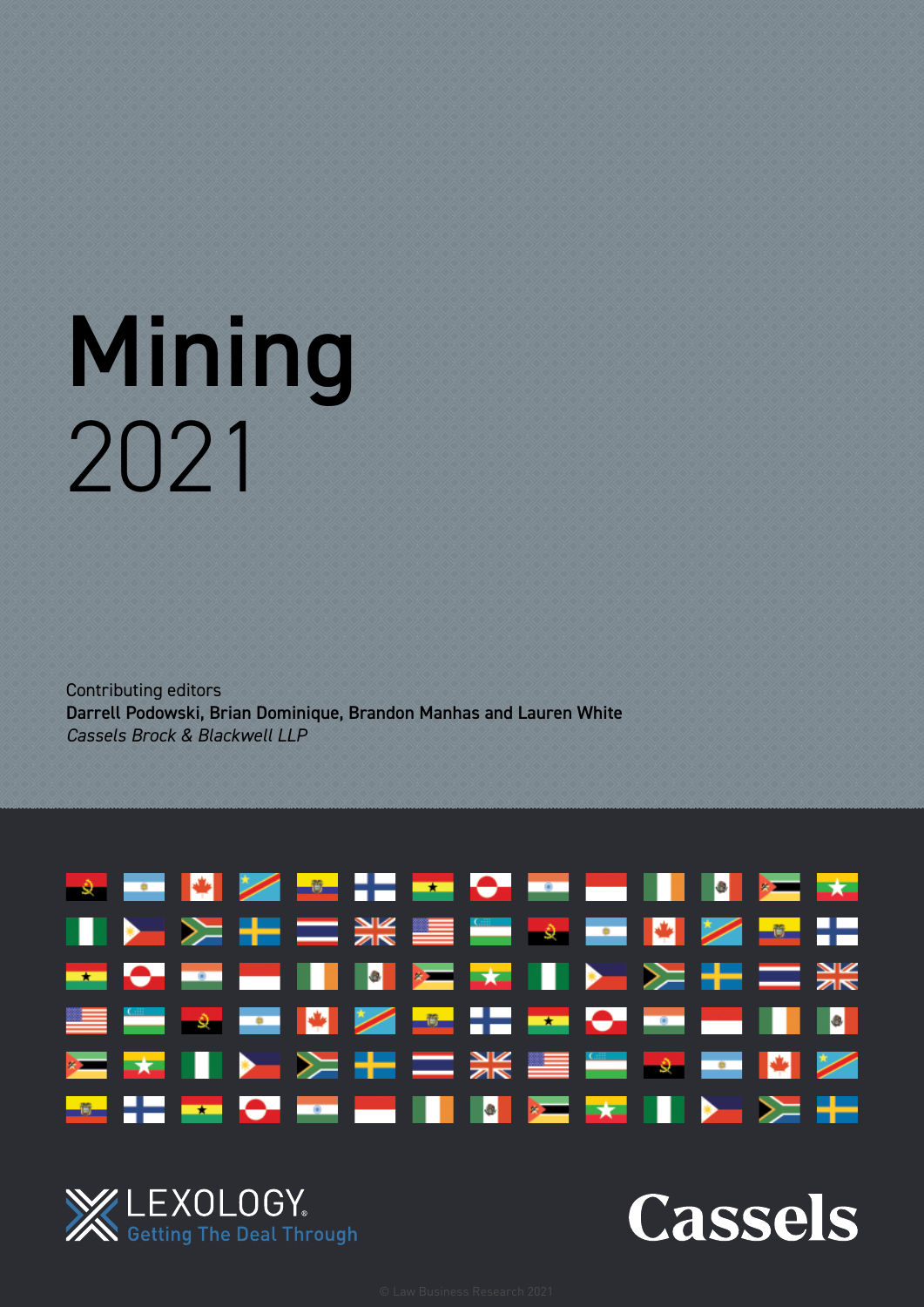# Mining
2021

Contributing editors
**Darrell Podowski, Brian Dominique, Brandon Manhas and Lauren White**
*Cassels Brock & Blackwell LLP*

LEXOLOGY
Getting The Deal Through

Cassels

© Law Business Research 2021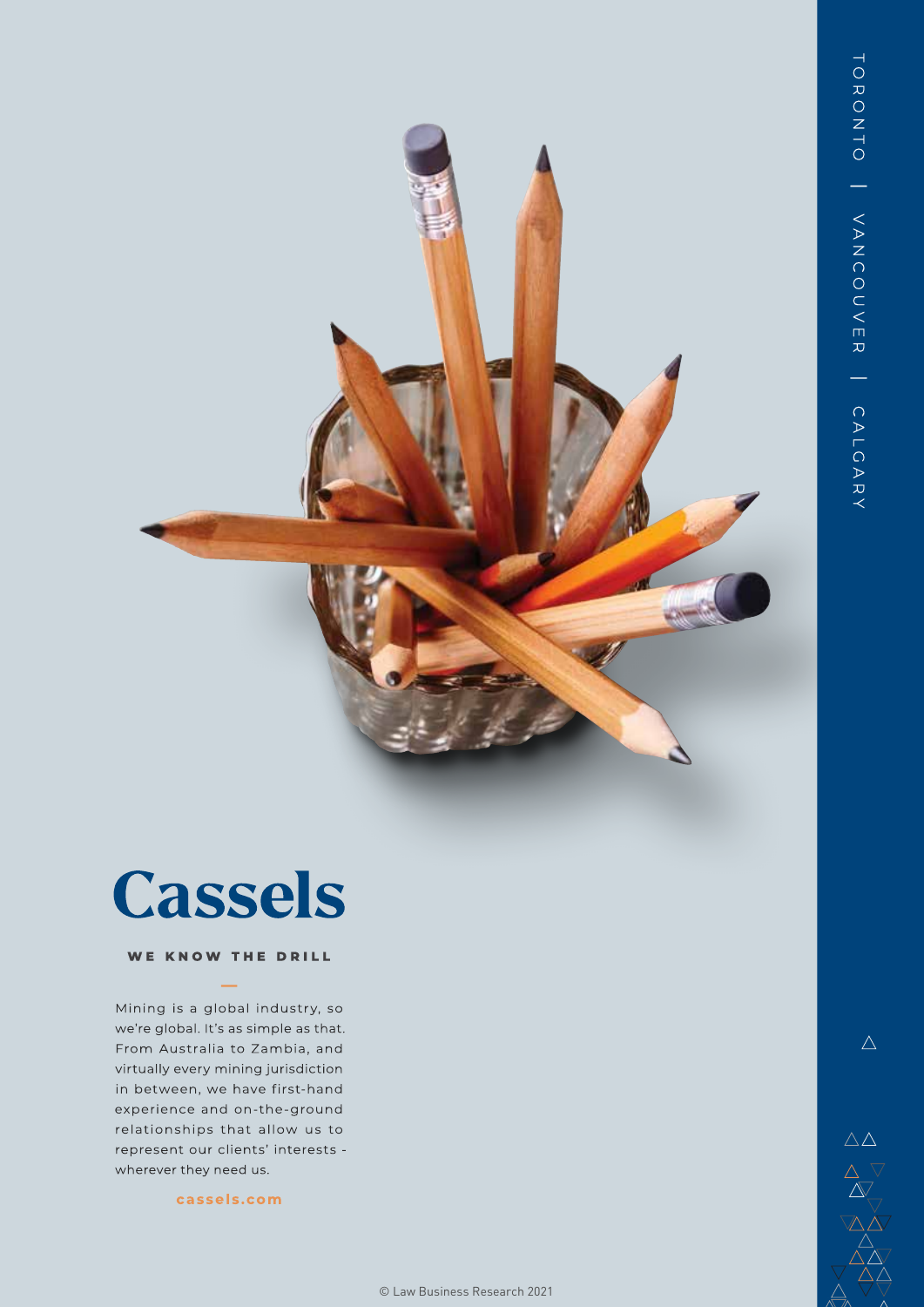# Cassels

**WE KNOW THE DRILL**

Mining is a global industry, so we're global. It's as simple as that. From Australia to Zambia, and virtually every mining jurisdiction in between, we have first-hand experience and on-the-ground relationships that allow us to represent our clients' interests - wherever they need us.

cassels.com

TORONTO | VANCOUVER | CALGARY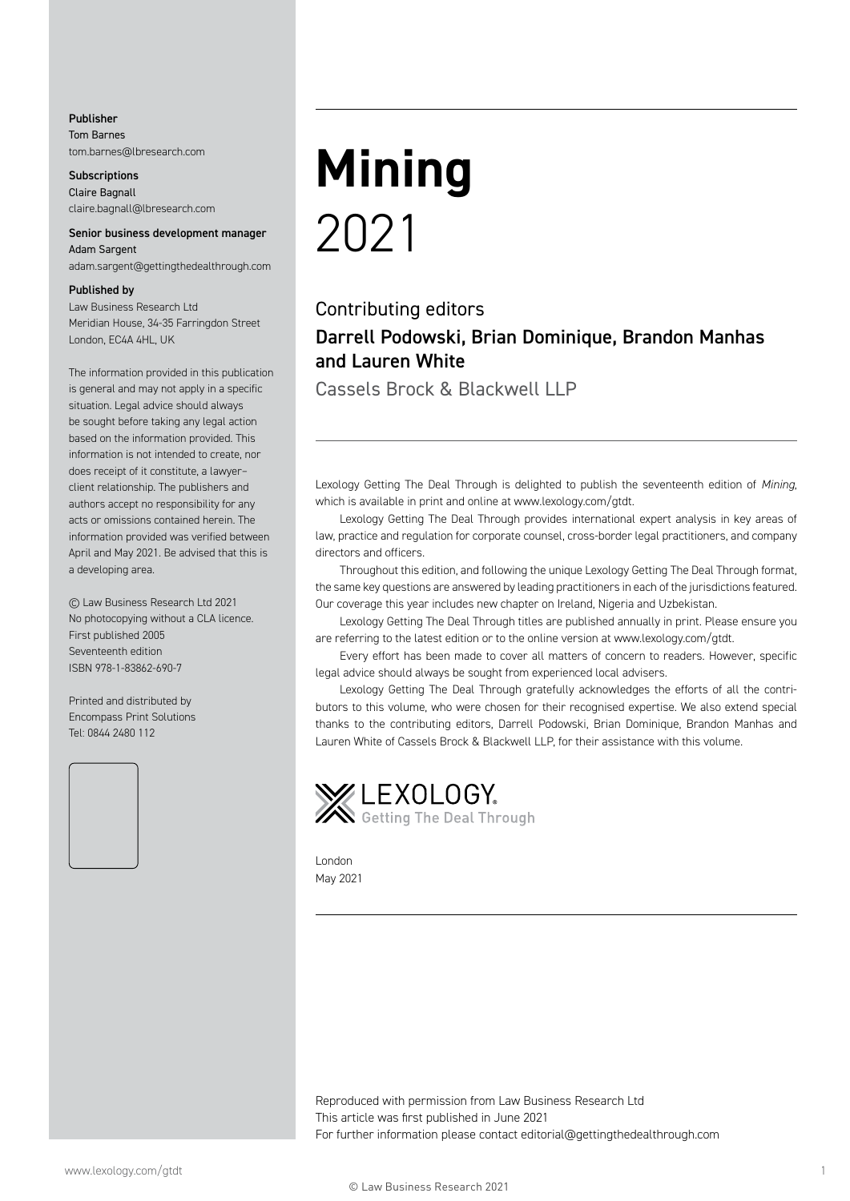**Publisher**
Tom Barnes
tom.barnes@lbresearch.com

**Subscriptions**
Claire Bagnall
claire.bagnall@lbresearch.com

**Senior business development manager**
Adam Sargent
adam.sargent@gettingthedealthrough.com

**Published by**
Law Business Research Ltd
Meridian House, 34-35 Farringdon Street
London, EC4A 4HL, UK

The information provided in this publication is general and may not apply in a specific situation. Legal advice should always be sought before taking any legal action based on the information provided. This information is not intended to create, nor does receipt of it constitute, a lawyer–client relationship. The publishers and authors accept no responsibility for any acts or omissions contained herein. The information provided was verified between April and May 2021. Be advised that this is a developing area.

© Law Business Research Ltd 2021
No photocopying without a CLA licence.
First published 2005
Seventeenth edition
ISBN 978-1-83862-690-7

Printed and distributed by
Encompass Print Solutions
Tel: 0844 2480 112

# Mining
2021

## Contributing editors
**Darrell Podowski, Brian Dominique, Brandon Manhas and Lauren White**
Cassels Brock & Blackwell LLP

Lexology Getting The Deal Through is delighted to publish the seventeenth edition of *Mining*, which is available in print and online at www.lexology.com/gtdt.

Lexology Getting The Deal Through provides international expert analysis in key areas of law, practice and regulation for corporate counsel, cross-border legal practitioners, and company directors and officers.

Throughout this edition, and following the unique Lexology Getting The Deal Through format, the same key questions are answered by leading practitioners in each of the jurisdictions featured. Our coverage this year includes new chapter on Ireland, Nigeria and Uzbekistan.

Lexology Getting The Deal Through titles are published annually in print. Please ensure you are referring to the latest edition or to the online version at www.lexology.com/gtdt.

Every effort has been made to cover all matters of concern to readers. However, specific legal advice should always be sought from experienced local advisers.

Lexology Getting The Deal Through gratefully acknowledges the efforts of all the contributors to this volume, who were chosen for their recognised expertise. We also extend special thanks to the contributing editors, Darrell Podowski, Brian Dominique, Brandon Manhas and Lauren White of Cassels Brock & Blackwell LLP, for their assistance with this volume.

LEXOLOGY Getting The Deal Through

London
May 2021

Reproduced with permission from Law Business Research Ltd
This article was first published in June 2021
For further information please contact editorial@gettingthedealthrough.com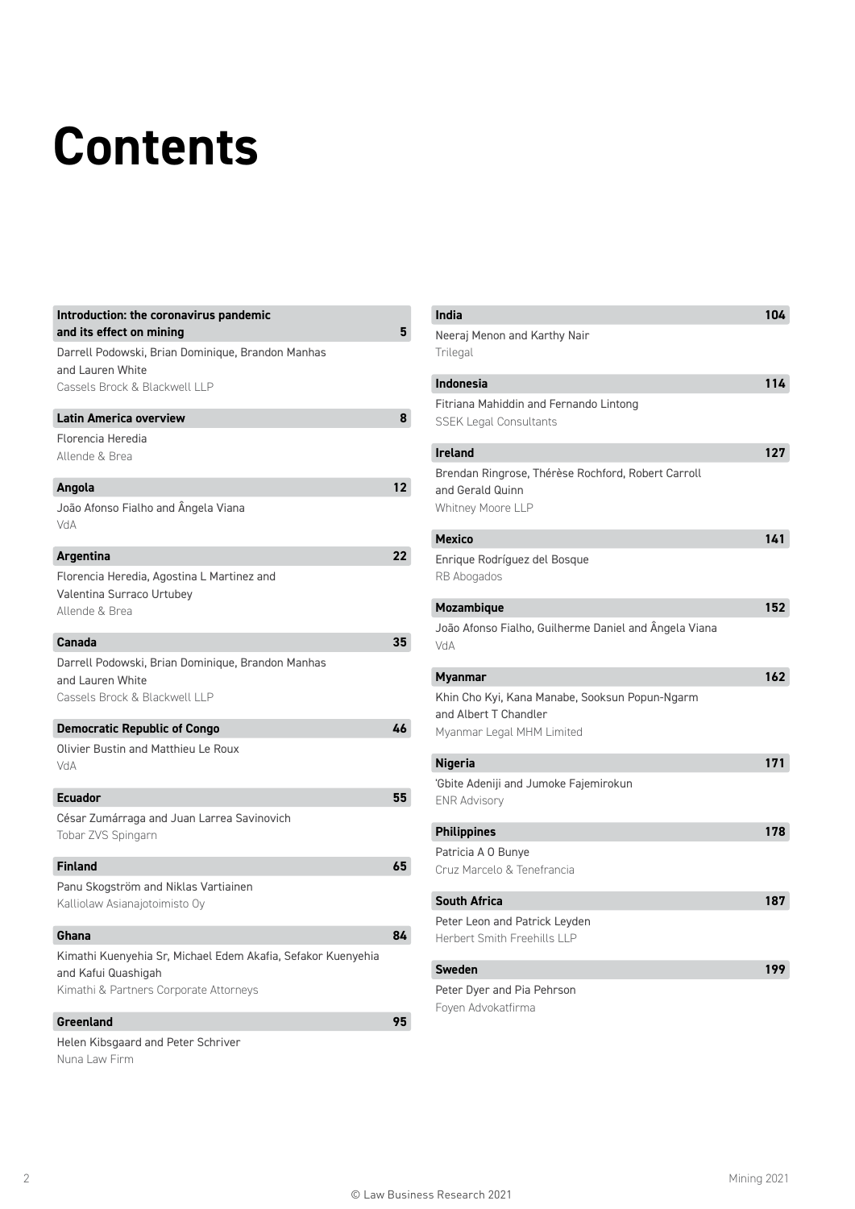# Contents

**Introduction: the coronavirus pandemic and its effect on mining** **5**
Darrell Podowski, Brian Dominique, Brandon Manhas and Lauren White
Cassels Brock & Blackwell LLP

**Latin America overview** **8**
Florencia Heredia
Allende & Brea

**Angola** **12**
João Afonso Fialho and Ângela Viana
VdA

**Argentina** **22**
Florencia Heredia, Agostina L Martinez and Valentina Surraco Urtubey
Allende & Brea

**Canada** **35**
Darrell Podowski, Brian Dominique, Brandon Manhas and Lauren White
Cassels Brock & Blackwell LLP

**Democratic Republic of Congo** **46**
Olivier Bustin and Matthieu Le Roux
VdA

**Ecuador** **55**
César Zumárraga and Juan Larrea Savinovich
Tobar ZVS Spingarn

**Finland** **65**
Panu Skogström and Niklas Vartiainen
Kalliolaw Asianajotoimisto Oy

**Ghana** **84**
Kimathi Kuenyehia Sr, Michael Edem Akafia, Sefakor Kuenyehia and Kafui Quashigah
Kimathi & Partners Corporate Attorneys

**Greenland** **95**
Helen Kibsgaard and Peter Schriver
Nuna Law Firm

**India** **104**
Neeraj Menon and Karthy Nair
Trilegal

**Indonesia** **114**
Fitriana Mahiddin and Fernando Lintong
SSEK Legal Consultants

**Ireland** **127**
Brendan Ringrose, Thérèse Rochford, Robert Carroll and Gerald Quinn
Whitney Moore LLP

**Mexico** **141**
Enrique Rodríguez del Bosque
RB Abogados

**Mozambique** **152**
João Afonso Fialho, Guilherme Daniel and Ângela Viana
VdA

**Myanmar** **162**
Khin Cho Kyi, Kana Manabe, Sooksun Popun-Ngarm and Albert T Chandler
Myanmar Legal MHM Limited

**Nigeria** **171**
'Gbite Adeniji and Jumoke Fajemirokun
ENR Advisory

**Philippines** **178**
Patricia A O Bunye
Cruz Marcelo & Tenefrancia

**South Africa** **187**
Peter Leon and Patrick Leyden
Herbert Smith Freehills LLP

**Sweden** **199**
Peter Dyer and Pia Pehrson
Foyen Advokatfirma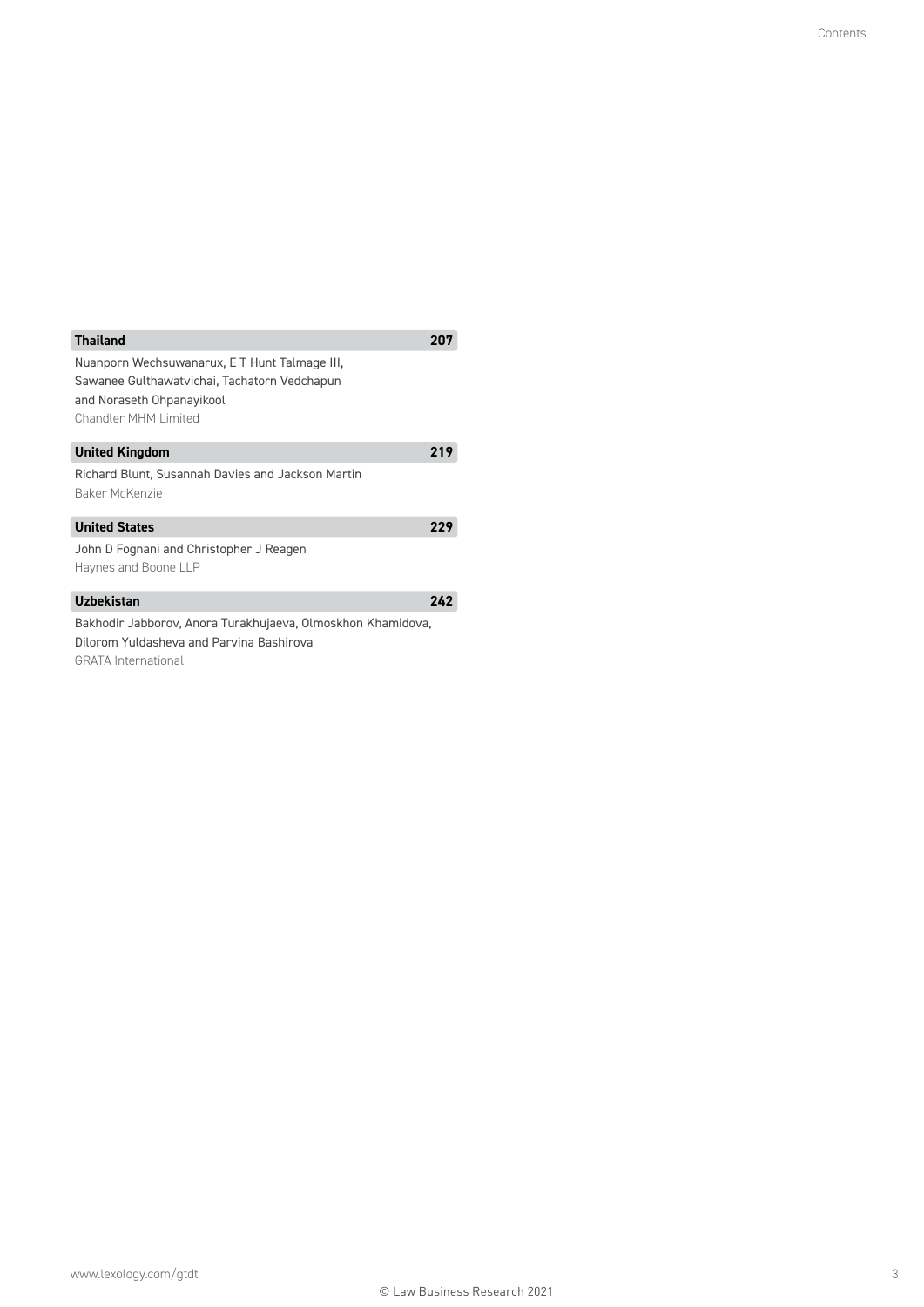**Thailand** 207

Nuanporn Wechsuwanarux, E T Hunt Talmage III, Sawanee Gulthawatvichai, Tachatorn Vedchapun and Noraseth Ohpanayikool

Chandler MHM Limited

**United Kingdom** 219

Richard Blunt, Susannah Davies and Jackson Martin

Baker McKenzie

**United States** 229

John D Fognani and Christopher J Reagen

Haynes and Boone LLP

**Uzbekistan** 242

Bakhodir Jabborov, Anora Turakhujaeva, Olmoskhon Khamidova, Dilorom Yuldasheva and Parvina Bashirova

GRATA International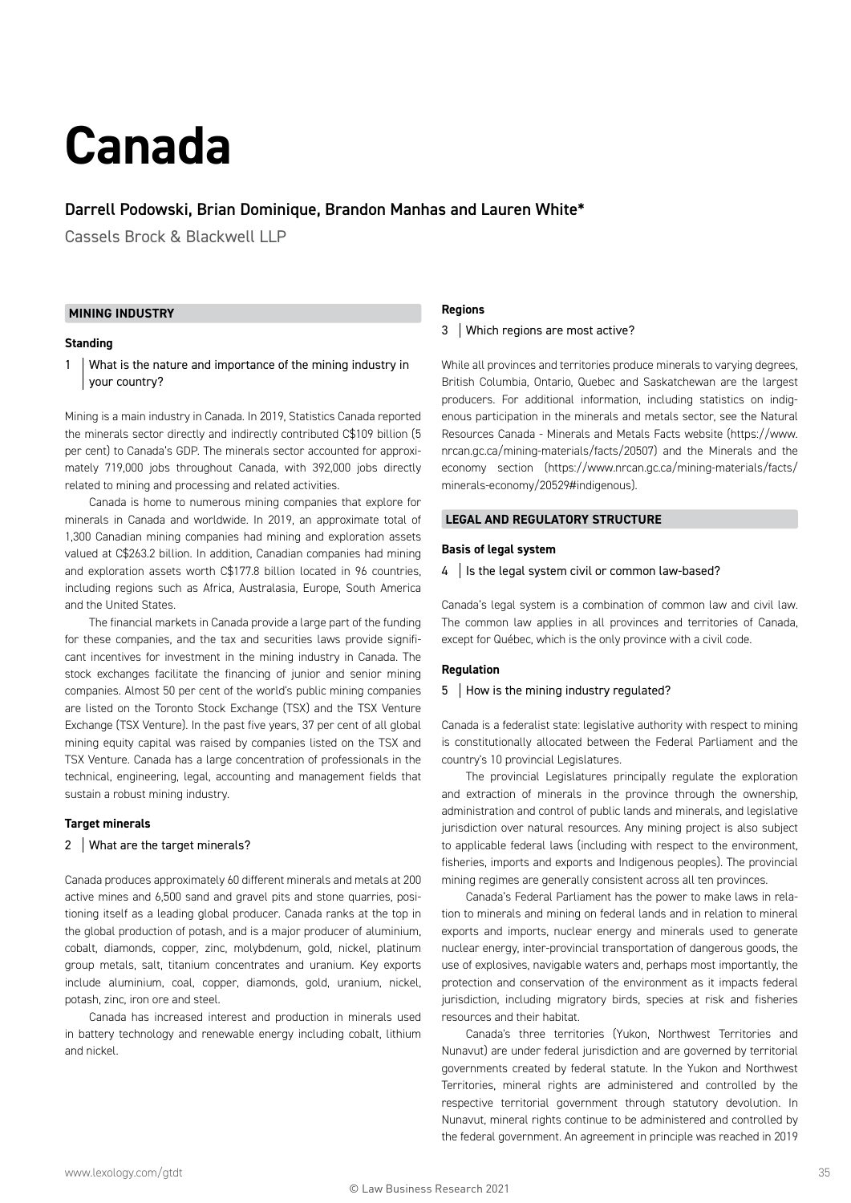# Canada

## Darrell Podowski, Brian Dominique, Brandon Manhas and Lauren White*

Cassels Brock & Blackwell LLP

## MINING INDUSTRY

### Standing

**1 | What is the nature and importance of the mining industry in your country?**

Mining is a main industry in Canada. In 2019, Statistics Canada reported the minerals sector directly and indirectly contributed C$109 billion (5 per cent) to Canada's GDP. The minerals sector accounted for approximately 719,000 jobs throughout Canada, with 392,000 jobs directly related to mining and processing and related activities.

Canada is home to numerous mining companies that explore for minerals in Canada and worldwide. In 2019, an approximate total of 1,300 Canadian mining companies had mining and exploration assets valued at C$263.2 billion. In addition, Canadian companies had mining and exploration assets worth C$177.8 billion located in 96 countries, including regions such as Africa, Australasia, Europe, South America and the United States.

The financial markets in Canada provide a large part of the funding for these companies, and the tax and securities laws provide significant incentives for investment in the mining industry in Canada. The stock exchanges facilitate the financing of junior and senior mining companies. Almost 50 per cent of the world's public mining companies are listed on the Toronto Stock Exchange (TSX) and the TSX Venture Exchange (TSX Venture). In the past five years, 37 per cent of all global mining equity capital was raised by companies listed on the TSX and TSX Venture. Canada has a large concentration of professionals in the technical, engineering, legal, accounting and management fields that sustain a robust mining industry.

### Target minerals

**2 | What are the target minerals?**

Canada produces approximately 60 different minerals and metals at 200 active mines and 6,500 sand and gravel pits and stone quarries, positioning itself as a leading global producer. Canada ranks at the top in the global production of potash, and is a major producer of aluminium, cobalt, diamonds, copper, zinc, molybdenum, gold, nickel, platinum group metals, salt, titanium concentrates and uranium. Key exports include aluminium, coal, copper, diamonds, gold, uranium, nickel, potash, zinc, iron ore and steel.

Canada has increased interest and production in minerals used in battery technology and renewable energy including cobalt, lithium and nickel.

### Regions

**3 | Which regions are most active?**

While all provinces and territories produce minerals to varying degrees, British Columbia, Ontario, Quebec and Saskatchewan are the largest producers. For additional information, including statistics on indigenous participation in the minerals and metals sector, see the Natural Resources Canada - Minerals and Metals Facts website (https://www.nrcan.gc.ca/mining-materials/facts/20507) and the Minerals and the economy section (https://www.nrcan.gc.ca/mining-materials/facts/minerals-economy/20529#indigenous).

## LEGAL AND REGULATORY STRUCTURE

### Basis of legal system

**4 | Is the legal system civil or common law-based?**

Canada's legal system is a combination of common law and civil law. The common law applies in all provinces and territories of Canada, except for Québec, which is the only province with a civil code.

### Regulation

**5 | How is the mining industry regulated?**

Canada is a federalist state: legislative authority with respect to mining is constitutionally allocated between the Federal Parliament and the country's 10 provincial Legislatures.

The provincial Legislatures principally regulate the exploration and extraction of minerals in the province through the ownership, administration and control of public lands and minerals, and legislative jurisdiction over natural resources. Any mining project is also subject to applicable federal laws (including with respect to the environment, fisheries, imports and exports and Indigenous peoples). The provincial mining regimes are generally consistent across all ten provinces.

Canada's Federal Parliament has the power to make laws in relation to minerals and mining on federal lands and in relation to mineral exports and imports, nuclear energy and minerals used to generate nuclear energy, inter-provincial transportation of dangerous goods, the use of explosives, navigable waters and, perhaps most importantly, the protection and conservation of the environment as it impacts federal jurisdiction, including migratory birds, species at risk and fisheries resources and their habitat.

Canada's three territories (Yukon, Northwest Territories and Nunavut) are under federal jurisdiction and are governed by territorial governments created by federal statute. In the Yukon and Northwest Territories, mineral rights are administered and controlled by the respective territorial government through statutory devolution. In Nunavut, mineral rights continue to be administered and controlled by the federal government. An agreement in principle was reached in 2019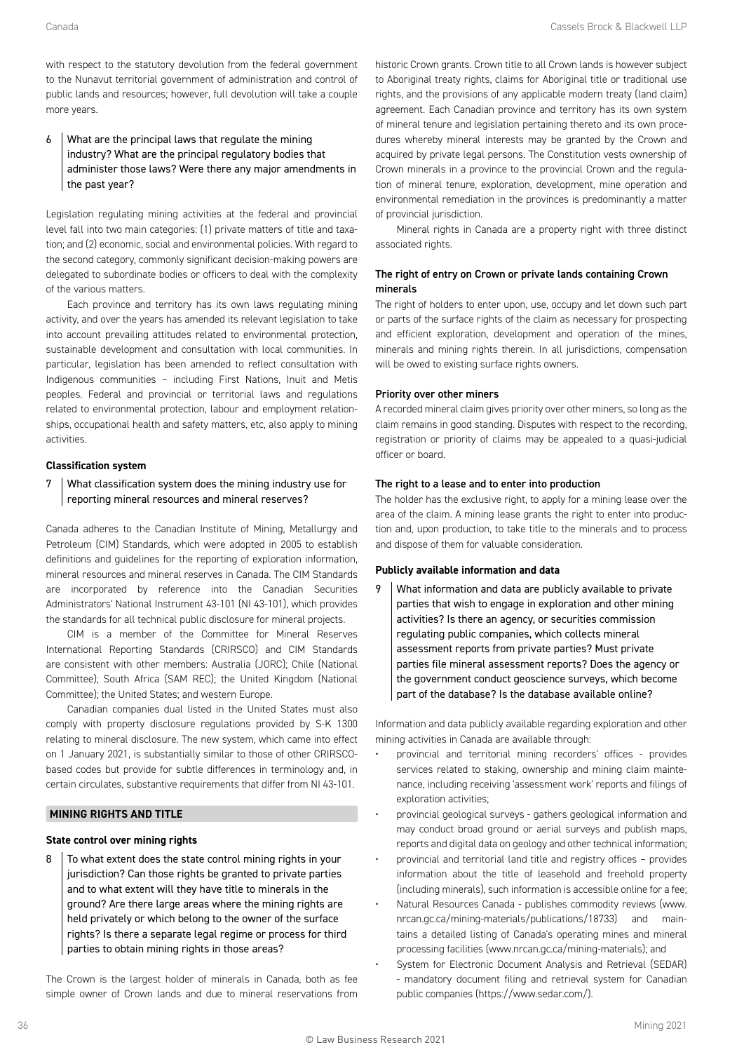with respect to the statutory devolution from the federal government to the Nunavut territorial government of administration and control of public lands and resources; however, full devolution will take a couple more years.

**6 What are the principal laws that regulate the mining industry? What are the principal regulatory bodies that administer those laws? Were there any major amendments in the past year?**

Legislation regulating mining activities at the federal and provincial level fall into two main categories: (1) private matters of title and taxation; and (2) economic, social and environmental policies. With regard to the second category, commonly significant decision-making powers are delegated to subordinate bodies or officers to deal with the complexity of the various matters.

Each province and territory has its own laws regulating mining activity, and over the years has amended its relevant legislation to take into account prevailing attitudes related to environmental protection, sustainable development and consultation with local communities. In particular, legislation has been amended to reflect consultation with Indigenous communities – including First Nations, Inuit and Metis peoples. Federal and provincial or territorial laws and regulations related to environmental protection, labour and employment relationships, occupational health and safety matters, etc, also apply to mining activities.

### Classification system

**7 What classification system does the mining industry use for reporting mineral resources and mineral reserves?**

Canada adheres to the Canadian Institute of Mining, Metallurgy and Petroleum (CIM) Standards, which were adopted in 2005 to establish definitions and guidelines for the reporting of exploration information, mineral resources and mineral reserves in Canada. The CIM Standards are incorporated by reference into the Canadian Securities Administrators' National Instrument 43-101 (NI 43-101), which provides the standards for all technical public disclosure for mineral projects.

CIM is a member of the Committee for Mineral Reserves International Reporting Standards (CRIRSCO) and CIM Standards are consistent with other members: Australia (JORC); Chile (National Committee); South Africa (SAM REC); the United Kingdom (National Committee); the United States; and western Europe.

Canadian companies dual listed in the United States must also comply with property disclosure regulations provided by S-K 1300 relating to mineral disclosure. The new system, which came into effect on 1 January 2021, is substantially similar to those of other CRIRSCO-based codes but provide for subtle differences in terminology and, in certain circulates, substantive requirements that differ from NI 43-101.

## MINING RIGHTS AND TITLE

### State control over mining rights

**8 To what extent does the state control mining rights in your jurisdiction? Can those rights be granted to private parties and to what extent will they have title to minerals in the ground? Are there large areas where the mining rights are held privately or which belong to the owner of the surface rights? Is there a separate legal regime or process for third parties to obtain mining rights in those areas?**

The Crown is the largest holder of minerals in Canada, both as fee simple owner of Crown lands and due to mineral reservations from historic Crown grants. Crown title to all Crown lands is however subject to Aboriginal treaty rights, claims for Aboriginal title or traditional use rights, and the provisions of any applicable modern treaty (land claim) agreement. Each Canadian province and territory has its own system of mineral tenure and legislation pertaining thereto and its own procedures whereby mineral interests may be granted by the Crown and acquired by private legal persons. The Constitution vests ownership of Crown minerals in a province to the provincial Crown and the regulation of mineral tenure, exploration, development, mine operation and environmental remediation in the provinces is predominantly a matter of provincial jurisdiction.

Mineral rights in Canada are a property right with three distinct associated rights.

#### The right of entry on Crown or private lands containing Crown minerals

The right of holders to enter upon, use, occupy and let down such part or parts of the surface rights of the claim as necessary for prospecting and efficient exploration, development and operation of the mines, minerals and mining rights therein. In all jurisdictions, compensation will be owed to existing surface rights owners.

#### Priority over other miners

A recorded mineral claim gives priority over other miners, so long as the claim remains in good standing. Disputes with respect to the recording, registration or priority of claims may be appealed to a quasi-judicial officer or board.

#### The right to a lease and to enter into production

The holder has the exclusive right, to apply for a mining lease over the area of the claim. A mining lease grants the right to enter into production and, upon production, to take title to the minerals and to process and dispose of them for valuable consideration.

### Publicly available information and data

**9 What information and data are publicly available to private parties that wish to engage in exploration and other mining activities? Is there an agency, or securities commission regulating public companies, which collects mineral assessment reports from private parties? Must private parties file mineral assessment reports? Does the agency or the government conduct geoscience surveys, which become part of the database? Is the database available online?**

Information and data publicly available regarding exploration and other mining activities in Canada are available through:

- provincial and territorial mining recorders' offices - provides services related to staking, ownership and mining claim maintenance, including receiving 'assessment work' reports and filings of exploration activities;
- provincial geological surveys - gathers geological information and may conduct broad ground or aerial surveys and publish maps, reports and digital data on geology and other technical information;
- provincial and territorial land title and registry offices – provides information about the title of leasehold and freehold property (including minerals), such information is accessible online for a fee;
- Natural Resources Canada - publishes commodity reviews (www.nrcan.gc.ca/mining-materials/publications/18733) and maintains a detailed listing of Canada's operating mines and mineral processing facilities (www.nrcan.gc.ca/mining-materials); and
- System for Electronic Document Analysis and Retrieval (SEDAR) - mandatory document filing and retrieval system for Canadian public companies (https://www.sedar.com/).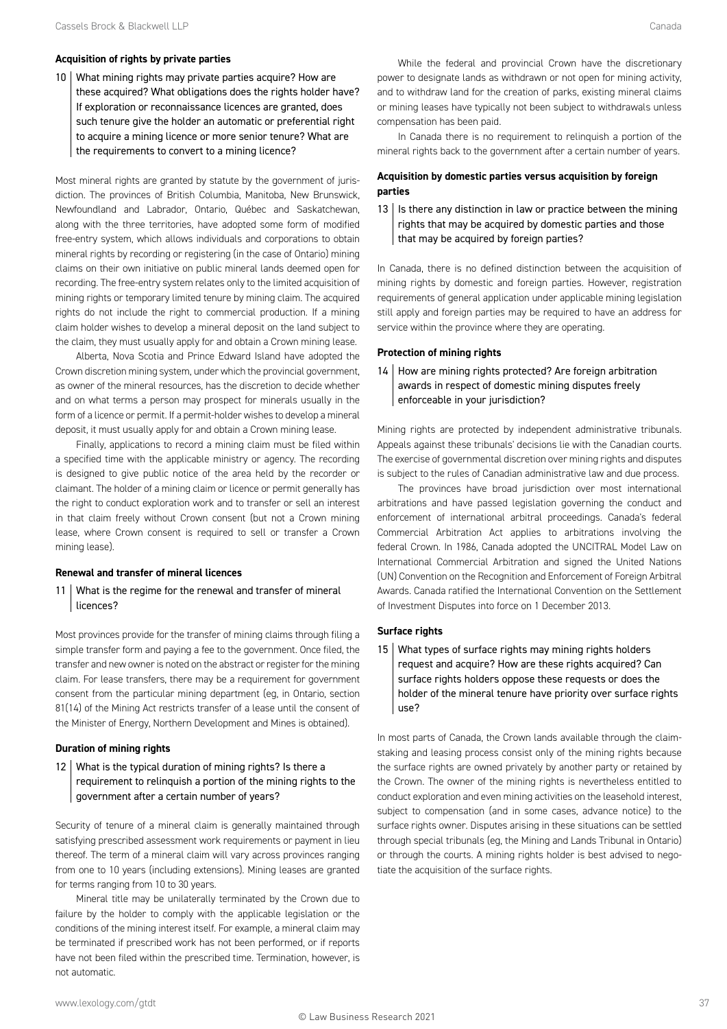### Acquisition of rights by private parties

**10 What mining rights may private parties acquire? How are these acquired? What obligations does the rights holder have? If exploration or reconnaissance licences are granted, does such tenure give the holder an automatic or preferential right to acquire a mining licence or more senior tenure? What are the requirements to convert to a mining licence?**

Most mineral rights are granted by statute by the government of jurisdiction. The provinces of British Columbia, Manitoba, New Brunswick, Newfoundland and Labrador, Ontario, Québec and Saskatchewan, along with the three territories, have adopted some form of modified free-entry system, which allows individuals and corporations to obtain mineral rights by recording or registering (in the case of Ontario) mining claims on their own initiative on public mineral lands deemed open for recording. The free-entry system relates only to the limited acquisition of mining rights or temporary limited tenure by mining claim. The acquired rights do not include the right to commercial production. If a mining claim holder wishes to develop a mineral deposit on the land subject to the claim, they must usually apply for and obtain a Crown mining lease.

Alberta, Nova Scotia and Prince Edward Island have adopted the Crown discretion mining system, under which the provincial government, as owner of the mineral resources, has the discretion to decide whether and on what terms a person may prospect for minerals usually in the form of a licence or permit. If a permit-holder wishes to develop a mineral deposit, it must usually apply for and obtain a Crown mining lease.

Finally, applications to record a mining claim must be filed within a specified time with the applicable ministry or agency. The recording is designed to give public notice of the area held by the recorder or claimant. The holder of a mining claim or licence or permit generally has the right to conduct exploration work and to transfer or sell an interest in that claim freely without Crown consent (but not a Crown mining lease, where Crown consent is required to sell or transfer a Crown mining lease).

### Renewal and transfer of mineral licences

**11 What is the regime for the renewal and transfer of mineral licences?**

Most provinces provide for the transfer of mining claims through filing a simple transfer form and paying a fee to the government. Once filed, the transfer and new owner is noted on the abstract or register for the mining claim. For lease transfers, there may be a requirement for government consent from the particular mining department (eg, in Ontario, section 81(14) of the Mining Act restricts transfer of a lease until the consent of the Minister of Energy, Northern Development and Mines is obtained).

### Duration of mining rights

**12 What is the typical duration of mining rights? Is there a requirement to relinquish a portion of the mining rights to the government after a certain number of years?**

Security of tenure of a mineral claim is generally maintained through satisfying prescribed assessment work requirements or payment in lieu thereof. The term of a mineral claim will vary across provinces ranging from one to 10 years (including extensions). Mining leases are granted for terms ranging from 10 to 30 years.

Mineral title may be unilaterally terminated by the Crown due to failure by the holder to comply with the applicable legislation or the conditions of the mining interest itself. For example, a mineral claim may be terminated if prescribed work has not been performed, or if reports have not been filed within the prescribed time. Termination, however, is not automatic.

While the federal and provincial Crown have the discretionary power to designate lands as withdrawn or not open for mining activity, and to withdraw land for the creation of parks, existing mineral claims or mining leases have typically not been subject to withdrawals unless compensation has been paid.

In Canada there is no requirement to relinquish a portion of the mineral rights back to the government after a certain number of years.

### Acquisition by domestic parties versus acquisition by foreign parties

**13 Is there any distinction in law or practice between the mining rights that may be acquired by domestic parties and those that may be acquired by foreign parties?**

In Canada, there is no defined distinction between the acquisition of mining rights by domestic and foreign parties. However, registration requirements of general application under applicable mining legislation still apply and foreign parties may be required to have an address for service within the province where they are operating.

### Protection of mining rights

**14 How are mining rights protected? Are foreign arbitration awards in respect of domestic mining disputes freely enforceable in your jurisdiction?**

Mining rights are protected by independent administrative tribunals. Appeals against these tribunals' decisions lie with the Canadian courts. The exercise of governmental discretion over mining rights and disputes is subject to the rules of Canadian administrative law and due process.

The provinces have broad jurisdiction over most international arbitrations and have passed legislation governing the conduct and enforcement of international arbitral proceedings. Canada's federal Commercial Arbitration Act applies to arbitrations involving the federal Crown. In 1986, Canada adopted the UNCITRAL Model Law on International Commercial Arbitration and signed the United Nations (UN) Convention on the Recognition and Enforcement of Foreign Arbitral Awards. Canada ratified the International Convention on the Settlement of Investment Disputes into force on 1 December 2013.

### Surface rights

**15 What types of surface rights may mining rights holders request and acquire? How are these rights acquired? Can surface rights holders oppose these requests or does the holder of the mineral tenure have priority over surface rights use?**

In most parts of Canada, the Crown lands available through the claim-staking and leasing process consist only of the mining rights because the surface rights are owned privately by another party or retained by the Crown. The owner of the mining rights is nevertheless entitled to conduct exploration and even mining activities on the leasehold interest, subject to compensation (and in some cases, advance notice) to the surface rights owner. Disputes arising in these situations can be settled through special tribunals (eg, the Mining and Lands Tribunal in Ontario) or through the courts. A mining rights holder is best advised to negotiate the acquisition of the surface rights.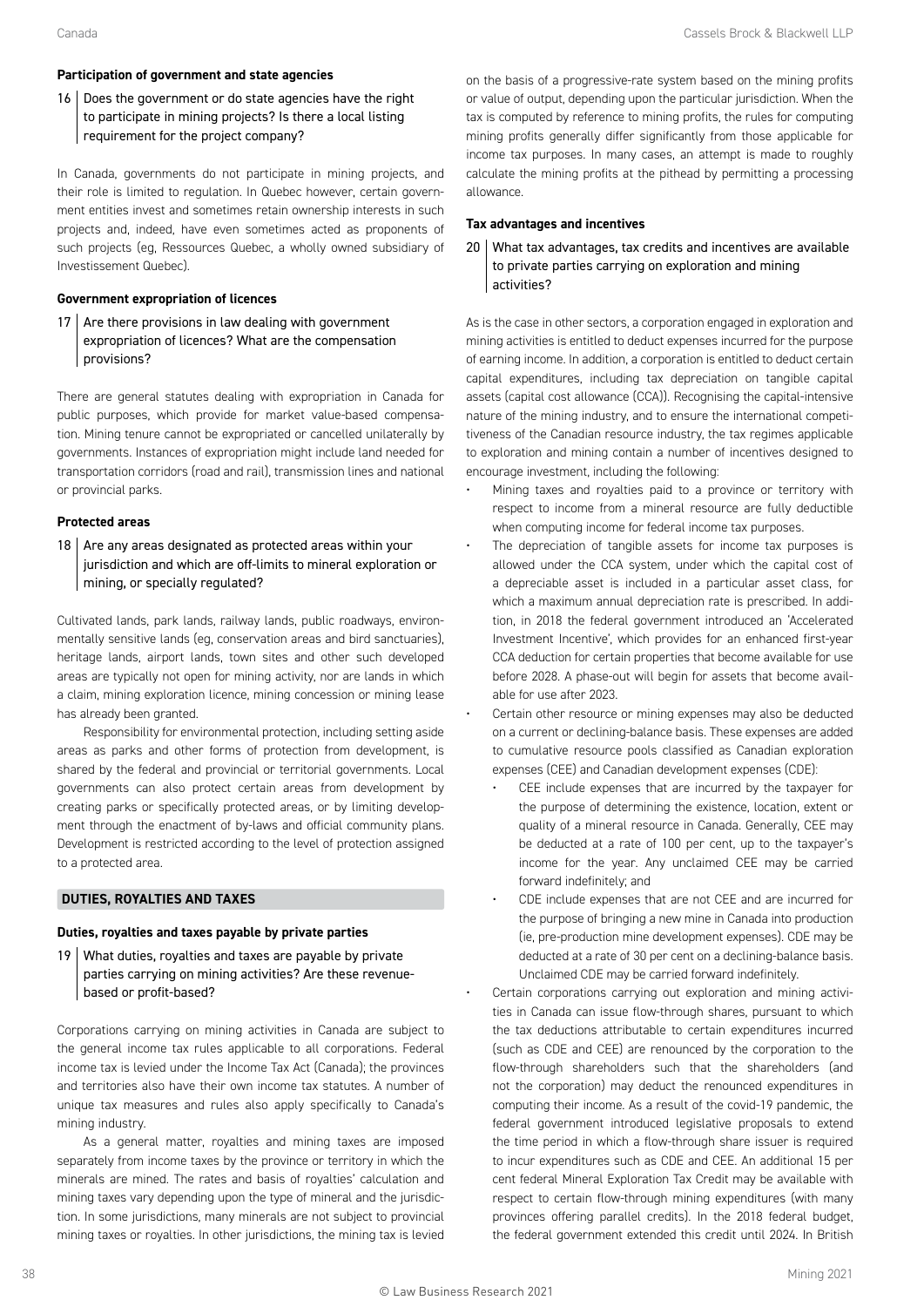### Participation of government and state agencies

**16 Does the government or do state agencies have the right to participate in mining projects? Is there a local listing requirement for the project company?**

In Canada, governments do not participate in mining projects, and their role is limited to regulation. In Quebec however, certain government entities invest and sometimes retain ownership interests in such projects and, indeed, have even sometimes acted as proponents of such projects (eg, Ressources Quebec, a wholly owned subsidiary of Investissement Quebec).

### Government expropriation of licences

**17 Are there provisions in law dealing with government expropriation of licences? What are the compensation provisions?**

There are general statutes dealing with expropriation in Canada for public purposes, which provide for market value-based compensation. Mining tenure cannot be expropriated or cancelled unilaterally by governments. Instances of expropriation might include land needed for transportation corridors (road and rail), transmission lines and national or provincial parks.

### Protected areas

**18 Are any areas designated as protected areas within your jurisdiction and which are off-limits to mineral exploration or mining, or specially regulated?**

Cultivated lands, park lands, railway lands, public roadways, environmentally sensitive lands (eg, conservation areas and bird sanctuaries), heritage lands, airport lands, town sites and other such developed areas are typically not open for mining activity, nor are lands in which a claim, mining exploration licence, mining concession or mining lease has already been granted.

Responsibility for environmental protection, including setting aside areas as parks and other forms of protection from development, is shared by the federal and provincial or territorial governments. Local governments can also protect certain areas from development by creating parks or specifically protected areas, or by limiting development through the enactment of by-laws and official community plans. Development is restricted according to the level of protection assigned to a protected area.

## DUTIES, ROYALTIES AND TAXES

### Duties, royalties and taxes payable by private parties

**19 What duties, royalties and taxes are payable by private parties carrying on mining activities? Are these revenue-based or profit-based?**

Corporations carrying on mining activities in Canada are subject to the general income tax rules applicable to all corporations. Federal income tax is levied under the Income Tax Act (Canada); the provinces and territories also have their own income tax statutes. A number of unique tax measures and rules also apply specifically to Canada's mining industry.

As a general matter, royalties and mining taxes are imposed separately from income taxes by the province or territory in which the minerals are mined. The rates and basis of royalties' calculation and mining taxes vary depending upon the type of mineral and the jurisdiction. In some jurisdictions, many minerals are not subject to provincial mining taxes or royalties. In other jurisdictions, the mining tax is levied on the basis of a progressive-rate system based on the mining profits or value of output, depending upon the particular jurisdiction. When the tax is computed by reference to mining profits, the rules for computing mining profits generally differ significantly from those applicable for income tax purposes. In many cases, an attempt is made to roughly calculate the mining profits at the pithead by permitting a processing allowance.

### Tax advantages and incentives

**20 What tax advantages, tax credits and incentives are available to private parties carrying on exploration and mining activities?**

As is the case in other sectors, a corporation engaged in exploration and mining activities is entitled to deduct expenses incurred for the purpose of earning income. In addition, a corporation is entitled to deduct certain capital expenditures, including tax depreciation on tangible capital assets (capital cost allowance (CCA)). Recognising the capital-intensive nature of the mining industry, and to ensure the international competitiveness of the Canadian resource industry, the tax regimes applicable to exploration and mining contain a number of incentives designed to encourage investment, including the following:

- Mining taxes and royalties paid to a province or territory with respect to income from a mineral resource are fully deductible when computing income for federal income tax purposes.
- The depreciation of tangible assets for income tax purposes is allowed under the CCA system, under which the capital cost of a depreciable asset is included in a particular asset class, for which a maximum annual depreciation rate is prescribed. In addition, in 2018 the federal government introduced an 'Accelerated Investment Incentive', which provides for an enhanced first-year CCA deduction for certain properties that become available for use before 2028. A phase-out will begin for assets that become available for use after 2023.
- Certain other resource or mining expenses may also be deducted on a current or declining-balance basis. These expenses are added to cumulative resource pools classified as Canadian exploration expenses (CEE) and Canadian development expenses (CDE):
  - CEE include expenses that are incurred by the taxpayer for the purpose of determining the existence, location, extent or quality of a mineral resource in Canada. Generally, CEE may be deducted at a rate of 100 per cent, up to the taxpayer's income for the year. Any unclaimed CEE may be carried forward indefinitely; and
  - CDE include expenses that are not CEE and are incurred for the purpose of bringing a new mine in Canada into production (ie, pre-production mine development expenses). CDE may be deducted at a rate of 30 per cent on a declining-balance basis. Unclaimed CDE may be carried forward indefinitely.
- Certain corporations carrying out exploration and mining activities in Canada can issue flow-through shares, pursuant to which the tax deductions attributable to certain expenditures incurred (such as CDE and CEE) are renounced by the corporation to the flow-through shareholders such that the shareholders (and not the corporation) may deduct the renounced expenditures in computing their income. As a result of the covid-19 pandemic, the federal government introduced legislative proposals to extend the time period in which a flow-through share issuer is required to incur expenditures such as CDE and CEE. An additional 15 per cent federal Mineral Exploration Tax Credit may be available with respect to certain flow-through mining expenditures (with many provinces offering parallel credits). In the 2018 federal budget, the federal government extended this credit until 2024. In British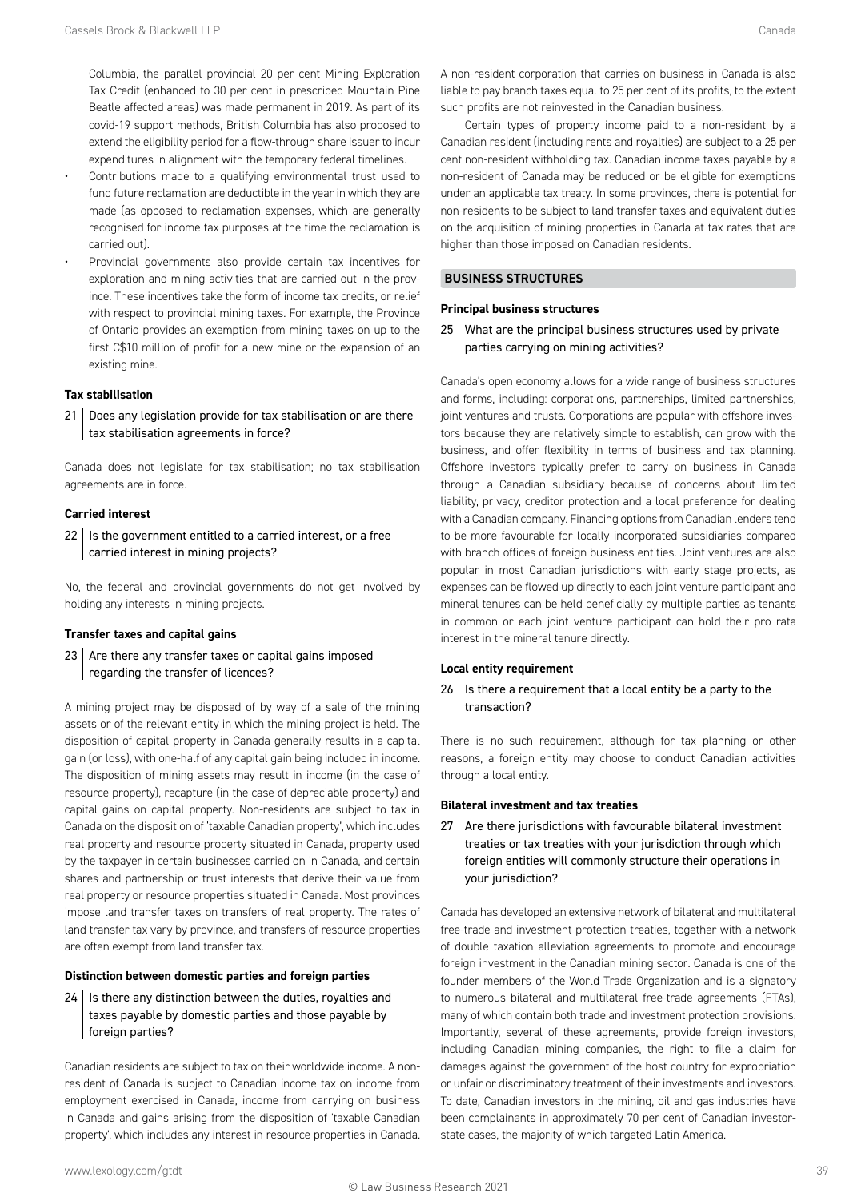Columbia, the parallel provincial 20 per cent Mining Exploration Tax Credit (enhanced to 30 per cent in prescribed Mountain Pine Beatle affected areas) was made permanent in 2019. As part of its covid-19 support methods, British Columbia has also proposed to extend the eligibility period for a flow-through share issuer to incur expenditures in alignment with the temporary federal timelines.

- Contributions made to a qualifying environmental trust used to fund future reclamation are deductible in the year in which they are made (as opposed to reclamation expenses, which are generally recognised for income tax purposes at the time the reclamation is carried out).
- Provincial governments also provide certain tax incentives for exploration and mining activities that are carried out in the province. These incentives take the form of income tax credits, or relief with respect to provincial mining taxes. For example, the Province of Ontario provides an exemption from mining taxes on up to the first C$10 million of profit for a new mine or the expansion of an existing mine.

**Tax stabilisation**

21 | Does any legislation provide for tax stabilisation or are there tax stabilisation agreements in force?

Canada does not legislate for tax stabilisation; no tax stabilisation agreements are in force.

**Carried interest**

22 | Is the government entitled to a carried interest, or a free carried interest in mining projects?

No, the federal and provincial governments do not get involved by holding any interests in mining projects.

**Transfer taxes and capital gains**

23 | Are there any transfer taxes or capital gains imposed regarding the transfer of licences?

A mining project may be disposed of by way of a sale of the mining assets or of the relevant entity in which the mining project is held. The disposition of capital property in Canada generally results in a capital gain (or loss), with one-half of any capital gain being included in income. The disposition of mining assets may result in income (in the case of resource property), recapture (in the case of depreciable property) and capital gains on capital property. Non-residents are subject to tax in Canada on the disposition of 'taxable Canadian property', which includes real property and resource property situated in Canada, property used by the taxpayer in certain businesses carried on in Canada, and certain shares and partnership or trust interests that derive their value from real property or resource properties situated in Canada. Most provinces impose land transfer taxes on transfers of real property. The rates of land transfer tax vary by province, and transfers of resource properties are often exempt from land transfer tax.

**Distinction between domestic parties and foreign parties**

24 | Is there any distinction between the duties, royalties and taxes payable by domestic parties and those payable by foreign parties?

Canadian residents are subject to tax on their worldwide income. A non-resident of Canada is subject to Canadian income tax on income from employment exercised in Canada, income from carrying on business in Canada and gains arising from the disposition of 'taxable Canadian property', which includes any interest in resource properties in Canada. A non-resident corporation that carries on business in Canada is also liable to pay branch taxes equal to 25 per cent of its profits, to the extent such profits are not reinvested in the Canadian business.

Certain types of property income paid to a non-resident by a Canadian resident (including rents and royalties) are subject to a 25 per cent non-resident withholding tax. Canadian income taxes payable by a non-resident of Canada may be reduced or be eligible for exemptions under an applicable tax treaty. In some provinces, there is potential for non-residents to be subject to land transfer taxes and equivalent duties on the acquisition of mining properties in Canada at tax rates that are higher than those imposed on Canadian residents.

## BUSINESS STRUCTURES

**Principal business structures**

25 | What are the principal business structures used by private parties carrying on mining activities?

Canada's open economy allows for a wide range of business structures and forms, including: corporations, partnerships, limited partnerships, joint ventures and trusts. Corporations are popular with offshore investors because they are relatively simple to establish, can grow with the business, and offer flexibility in terms of business and tax planning. Offshore investors typically prefer to carry on business in Canada through a Canadian subsidiary because of concerns about limited liability, privacy, creditor protection and a local preference for dealing with a Canadian company. Financing options from Canadian lenders tend to be more favourable for locally incorporated subsidiaries compared with branch offices of foreign business entities. Joint ventures are also popular in most Canadian jurisdictions with early stage projects, as expenses can be flowed up directly to each joint venture participant and mineral tenures can be held beneficially by multiple parties as tenants in common or each joint venture participant can hold their pro rata interest in the mineral tenure directly.

**Local entity requirement**

26 | Is there a requirement that a local entity be a party to the transaction?

There is no such requirement, although for tax planning or other reasons, a foreign entity may choose to conduct Canadian activities through a local entity.

**Bilateral investment and tax treaties**

27 | Are there jurisdictions with favourable bilateral investment treaties or tax treaties with your jurisdiction through which foreign entities will commonly structure their operations in your jurisdiction?

Canada has developed an extensive network of bilateral and multilateral free-trade and investment protection treaties, together with a network of double taxation alleviation agreements to promote and encourage foreign investment in the Canadian mining sector. Canada is one of the founder members of the World Trade Organization and is a signatory to numerous bilateral and multilateral free-trade agreements (FTAs), many of which contain both trade and investment protection provisions. Importantly, several of these agreements, provide foreign investors, including Canadian mining companies, the right to file a claim for damages against the government of the host country for expropriation or unfair or discriminatory treatment of their investments and investors. To date, Canadian investors in the mining, oil and gas industries have been complainants in approximately 70 per cent of Canadian investor-state cases, the majority of which targeted Latin America.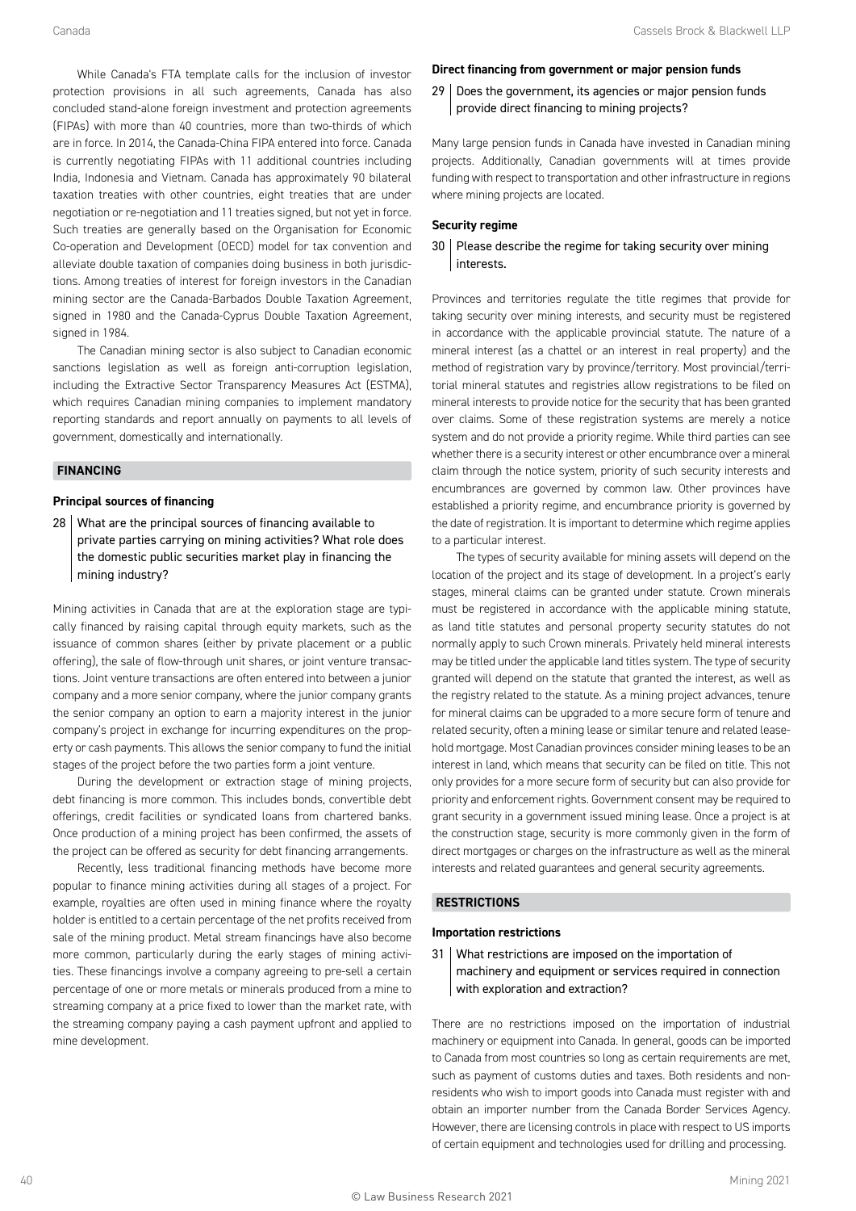While Canada's FTA template calls for the inclusion of investor protection provisions in all such agreements, Canada has also concluded stand-alone foreign investment and protection agreements (FIPAs) with more than 40 countries, more than two-thirds of which are in force. In 2014, the Canada-China FIPA entered into force. Canada is currently negotiating FIPAs with 11 additional countries including India, Indonesia and Vietnam. Canada has approximately 90 bilateral taxation treaties with other countries, eight treaties that are under negotiation or re-negotiation and 11 treaties signed, but not yet in force. Such treaties are generally based on the Organisation for Economic Co-operation and Development (OECD) model for tax convention and alleviate double taxation of companies doing business in both jurisdictions. Among treaties of interest for foreign investors in the Canadian mining sector are the Canada-Barbados Double Taxation Agreement, signed in 1980 and the Canada-Cyprus Double Taxation Agreement, signed in 1984.

The Canadian mining sector is also subject to Canadian economic sanctions legislation as well as foreign anti-corruption legislation, including the Extractive Sector Transparency Measures Act (ESTMA), which requires Canadian mining companies to implement mandatory reporting standards and report annually on payments to all levels of government, domestically and internationally.

## FINANCING

### Principal sources of financing

**28 What are the principal sources of financing available to private parties carrying on mining activities? What role does the domestic public securities market play in financing the mining industry?**

Mining activities in Canada that are at the exploration stage are typically financed by raising capital through equity markets, such as the issuance of common shares (either by private placement or a public offering), the sale of flow-through unit shares, or joint venture transactions. Joint venture transactions are often entered into between a junior company and a more senior company, where the junior company grants the senior company an option to earn a majority interest in the junior company's project in exchange for incurring expenditures on the property or cash payments. This allows the senior company to fund the initial stages of the project before the two parties form a joint venture.

During the development or extraction stage of mining projects, debt financing is more common. This includes bonds, convertible debt offerings, credit facilities or syndicated loans from chartered banks. Once production of a mining project has been confirmed, the assets of the project can be offered as security for debt financing arrangements.

Recently, less traditional financing methods have become more popular to finance mining activities during all stages of a project. For example, royalties are often used in mining finance where the royalty holder is entitled to a certain percentage of the net profits received from sale of the mining product. Metal stream financings have also become more common, particularly during the early stages of mining activities. These financings involve a company agreeing to pre-sell a certain percentage of one or more metals or minerals produced from a mine to streaming company at a price fixed to lower than the market rate, with the streaming company paying a cash payment upfront and applied to mine development.

### Direct financing from government or major pension funds

**29 Does the government, its agencies or major pension funds provide direct financing to mining projects?**

Many large pension funds in Canada have invested in Canadian mining projects. Additionally, Canadian governments will at times provide funding with respect to transportation and other infrastructure in regions where mining projects are located.

### Security regime

**30 Please describe the regime for taking security over mining interests.**

Provinces and territories regulate the title regimes that provide for taking security over mining interests, and security must be registered in accordance with the applicable provincial statute. The nature of a mineral interest (as a chattel or an interest in real property) and the method of registration vary by province/territory. Most provincial/territorial mineral statutes and registries allow registrations to be filed on mineral interests to provide notice for the security that has been granted over claims. Some of these registration systems are merely a notice system and do not provide a priority regime. While third parties can see whether there is a security interest or other encumbrance over a mineral claim through the notice system, priority of such security interests and encumbrances are governed by common law. Other provinces have established a priority regime, and encumbrance priority is governed by the date of registration. It is important to determine which regime applies to a particular interest.

The types of security available for mining assets will depend on the location of the project and its stage of development. In a project's early stages, mineral claims can be granted under statute. Crown minerals must be registered in accordance with the applicable mining statute, as land title statutes and personal property security statutes do not normally apply to such Crown minerals. Privately held mineral interests may be titled under the applicable land titles system. The type of security granted will depend on the statute that granted the interest, as well as the registry related to the statute. As a mining project advances, tenure for mineral claims can be upgraded to a more secure form of tenure and related security, often a mining lease or similar tenure and related leasehold mortgage. Most Canadian provinces consider mining leases to be an interest in land, which means that security can be filed on title. This not only provides for a more secure form of security but can also provide for priority and enforcement rights. Government consent may be required to grant security in a government issued mining lease. Once a project is at the construction stage, security is more commonly given in the form of direct mortgages or charges on the infrastructure as well as the mineral interests and related guarantees and general security agreements.

## RESTRICTIONS

### Importation restrictions

**31 What restrictions are imposed on the importation of machinery and equipment or services required in connection with exploration and extraction?**

There are no restrictions imposed on the importation of industrial machinery or equipment into Canada. In general, goods can be imported to Canada from most countries so long as certain requirements are met, such as payment of customs duties and taxes. Both residents and non-residents who wish to import goods into Canada must register with and obtain an importer number from the Canada Border Services Agency. However, there are licensing controls in place with respect to US imports of certain equipment and technologies used for drilling and processing.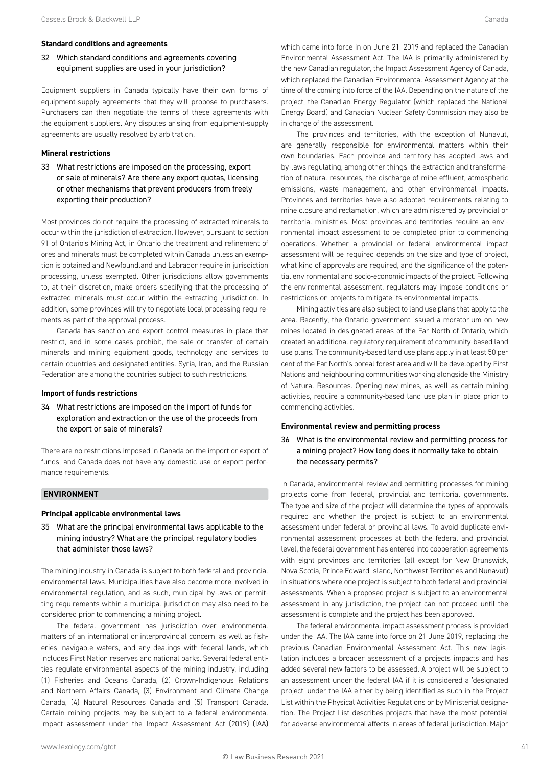### Standard conditions and agreements

**32 Which standard conditions and agreements covering equipment supplies are used in your jurisdiction?**

Equipment suppliers in Canada typically have their own forms of equipment-supply agreements that they will propose to purchasers. Purchasers can then negotiate the terms of these agreements with the equipment suppliers. Any disputes arising from equipment-supply agreements are usually resolved by arbitration.

### Mineral restrictions

**33 What restrictions are imposed on the processing, export or sale of minerals? Are there any export quotas, licensing or other mechanisms that prevent producers from freely exporting their production?**

Most provinces do not require the processing of extracted minerals to occur within the jurisdiction of extraction. However, pursuant to section 91 of Ontario's Mining Act, in Ontario the treatment and refinement of ores and minerals must be completed within Canada unless an exemption is obtained and Newfoundland and Labrador require in jurisdiction processing, unless exempted. Other jurisdictions allow governments to, at their discretion, make orders specifying that the processing of extracted minerals must occur within the extracting jurisdiction. In addition, some provinces will try to negotiate local processing requirements as part of the approval process.

Canada has sanction and export control measures in place that restrict, and in some cases prohibit, the sale or transfer of certain minerals and mining equipment goods, technology and services to certain countries and designated entities. Syria, Iran, and the Russian Federation are among the countries subject to such restrictions.

### Import of funds restrictions

**34 What restrictions are imposed on the import of funds for exploration and extraction or the use of the proceeds from the export or sale of minerals?**

There are no restrictions imposed in Canada on the import or export of funds, and Canada does not have any domestic use or export performance requirements.

## ENVIRONMENT

### Principal applicable environmental laws

**35 What are the principal environmental laws applicable to the mining industry? What are the principal regulatory bodies that administer those laws?**

The mining industry in Canada is subject to both federal and provincial environmental laws. Municipalities have also become more involved in environmental regulation, and as such, municipal by-laws or permitting requirements within a municipal jurisdiction may also need to be considered prior to commencing a mining project.

The federal government has jurisdiction over environmental matters of an international or interprovincial concern, as well as fisheries, navigable waters, and any dealings with federal lands, which includes First Nation reserves and national parks. Several federal entities regulate environmental aspects of the mining industry, including (1) Fisheries and Oceans Canada, (2) Crown-Indigenous Relations and Northern Affairs Canada, (3) Environment and Climate Change Canada, (4) Natural Resources Canada and (5) Transport Canada. Certain mining projects may be subject to a federal environmental impact assessment under the Impact Assessment Act (2019) (IAA) which came into force in on June 21, 2019 and replaced the Canadian Environmental Assessment Act. The IAA is primarily administered by the new Canadian regulator, the Impact Assessment Agency of Canada, which replaced the Canadian Environmental Assessment Agency at the time of the coming into force of the IAA. Depending on the nature of the project, the Canadian Energy Regulator (which replaced the National Energy Board) and Canadian Nuclear Safety Commission may also be in charge of the assessment.

The provinces and territories, with the exception of Nunavut, are generally responsible for environmental matters within their own boundaries. Each province and territory has adopted laws and by-laws regulating, among other things, the extraction and transformation of natural resources, the discharge of mine effluent, atmospheric emissions, waste management, and other environmental impacts. Provinces and territories have also adopted requirements relating to mine closure and reclamation, which are administered by provincial or territorial ministries. Most provinces and territories require an environmental impact assessment to be completed prior to commencing operations. Whether a provincial or federal environmental impact assessment will be required depends on the size and type of project, what kind of approvals are required, and the significance of the potential environmental and socio-economic impacts of the project. Following the environmental assessment, regulators may impose conditions or restrictions on projects to mitigate its environmental impacts.

Mining activities are also subject to land use plans that apply to the area. Recently, the Ontario government issued a moratorium on new mines located in designated areas of the Far North of Ontario, which created an additional regulatory requirement of community-based land use plans. The community-based land use plans apply in at least 50 per cent of the Far North's boreal forest area and will be developed by First Nations and neighbouring communities working alongside the Ministry of Natural Resources. Opening new mines, as well as certain mining activities, require a community-based land use plan in place prior to commencing activities.

### Environmental review and permitting process

**36 What is the environmental review and permitting process for a mining project? How long does it normally take to obtain the necessary permits?**

In Canada, environmental review and permitting processes for mining projects come from federal, provincial and territorial governments. The type and size of the project will determine the types of approvals required and whether the project is subject to an environmental assessment under federal or provincial laws. To avoid duplicate environmental assessment processes at both the federal and provincial level, the federal government has entered into cooperation agreements with eight provinces and territories (all except for New Brunswick, Nova Scotia, Prince Edward Island, Northwest Territories and Nunavut) in situations where one project is subject to both federal and provincial assessments. When a proposed project is subject to an environmental assessment in any jurisdiction, the project can not proceed until the assessment is complete and the project has been approved.

The federal environmental impact assessment process is provided under the IAA. The IAA came into force on 21 June 2019, replacing the previous Canadian Environmental Assessment Act. This new legislation includes a broader assessment of a projects impacts and has added several new factors to be assessed. A project will be subject to an assessment under the federal IAA if it is considered a 'designated project' under the IAA either by being identified as such in the Project List within the Physical Activities Regulations or by Ministerial designation. The Project List describes projects that have the most potential for adverse environmental affects in areas of federal jurisdiction. Major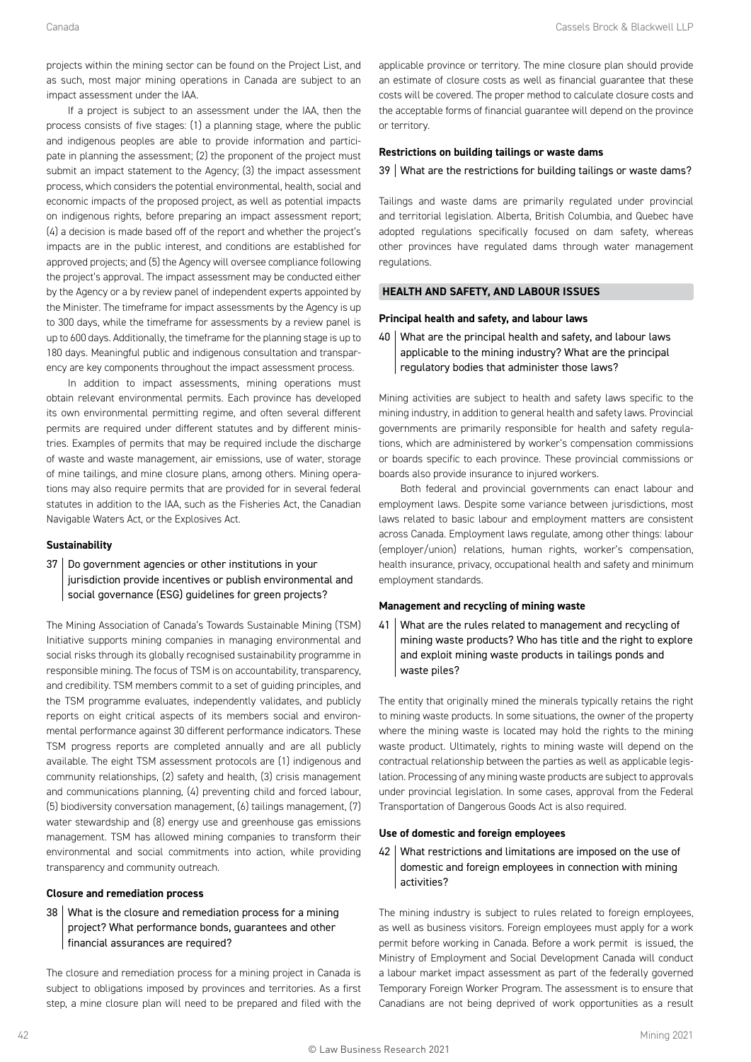projects within the mining sector can be found on the Project List, and as such, most major mining operations in Canada are subject to an impact assessment under the IAA.

If a project is subject to an assessment under the IAA, then the process consists of five stages: (1) a planning stage, where the public and indigenous peoples are able to provide information and participate in planning the assessment; (2) the proponent of the project must submit an impact statement to the Agency; (3) the impact assessment process, which considers the potential environmental, health, social and economic impacts of the proposed project, as well as potential impacts on indigenous rights, before preparing an impact assessment report; (4) a decision is made based off of the report and whether the project's impacts are in the public interest, and conditions are established for approved projects; and (5) the Agency will oversee compliance following the project's approval. The impact assessment may be conducted either by the Agency or a by review panel of independent experts appointed by the Minister. The timeframe for impact assessments by the Agency is up to 300 days, while the timeframe for assessments by a review panel is up to 600 days. Additionally, the timeframe for the planning stage is up to 180 days. Meaningful public and indigenous consultation and transparency are key components throughout the impact assessment process.

In addition to impact assessments, mining operations must obtain relevant environmental permits. Each province has developed its own environmental permitting regime, and often several different permits are required under different statutes and by different ministries. Examples of permits that may be required include the discharge of waste and waste management, air emissions, use of water, storage of mine tailings, and mine closure plans, among others. Mining operations may also require permits that are provided for in several federal statutes in addition to the IAA, such as the Fisheries Act, the Canadian Navigable Waters Act, or the Explosives Act.

#### Sustainability

**37 | Do government agencies or other institutions in your jurisdiction provide incentives or publish environmental and social governance (ESG) guidelines for green projects?**

The Mining Association of Canada's Towards Sustainable Mining (TSM) Initiative supports mining companies in managing environmental and social risks through its globally recognised sustainability programme in responsible mining. The focus of TSM is on accountability, transparency, and credibility. TSM members commit to a set of guiding principles, and the TSM programme evaluates, independently validates, and publicly reports on eight critical aspects of its members social and environmental performance against 30 different performance indicators. These TSM progress reports are completed annually and are all publicly available. The eight TSM assessment protocols are (1) indigenous and community relationships, (2) safety and health, (3) crisis management and communications planning, (4) preventing child and forced labour, (5) biodiversity conversation management, (6) tailings management, (7) water stewardship and (8) energy use and greenhouse gas emissions management. TSM has allowed mining companies to transform their environmental and social commitments into action, while providing transparency and community outreach.

#### Closure and remediation process

**38 | What is the closure and remediation process for a mining project? What performance bonds, guarantees and other financial assurances are required?**

The closure and remediation process for a mining project in Canada is subject to obligations imposed by provinces and territories. As a first step, a mine closure plan will need to be prepared and filed with the applicable province or territory. The mine closure plan should provide an estimate of closure costs as well as financial guarantee that these costs will be covered. The proper method to calculate closure costs and the acceptable forms of financial guarantee will depend on the province or territory.

#### Restrictions on building tailings or waste dams

**39 | What are the restrictions for building tailings or waste dams?**

Tailings and waste dams are primarily regulated under provincial and territorial legislation. Alberta, British Columbia, and Quebec have adopted regulations specifically focused on dam safety, whereas other provinces have regulated dams through water management regulations.

### HEALTH AND SAFETY, AND LABOUR ISSUES

#### Principal health and safety, and labour laws

**40 | What are the principal health and safety, and labour laws applicable to the mining industry? What are the principal regulatory bodies that administer those laws?**

Mining activities are subject to health and safety laws specific to the mining industry, in addition to general health and safety laws. Provincial governments are primarily responsible for health and safety regulations, which are administered by worker's compensation commissions or boards specific to each province. These provincial commissions or boards also provide insurance to injured workers.

Both federal and provincial governments can enact labour and employment laws. Despite some variance between jurisdictions, most laws related to basic labour and employment matters are consistent across Canada. Employment laws regulate, among other things: labour (employer/union) relations, human rights, worker's compensation, health insurance, privacy, occupational health and safety and minimum employment standards.

#### Management and recycling of mining waste

**41 | What are the rules related to management and recycling of mining waste products? Who has title and the right to explore and exploit mining waste products in tailings ponds and waste piles?**

The entity that originally mined the minerals typically retains the right to mining waste products. In some situations, the owner of the property where the mining waste is located may hold the rights to the mining waste product. Ultimately, rights to mining waste will depend on the contractual relationship between the parties as well as applicable legislation. Processing of any mining waste products are subject to approvals under provincial legislation. In some cases, approval from the Federal Transportation of Dangerous Goods Act is also required.

#### Use of domestic and foreign employees

**42 | What restrictions and limitations are imposed on the use of domestic and foreign employees in connection with mining activities?**

The mining industry is subject to rules related to foreign employees, as well as business visitors. Foreign employees must apply for a work permit before working in Canada. Before a work permit is issued, the Ministry of Employment and Social Development Canada will conduct a labour market impact assessment as part of the federally governed Temporary Foreign Worker Program. The assessment is to ensure that Canadians are not being deprived of work opportunities as a result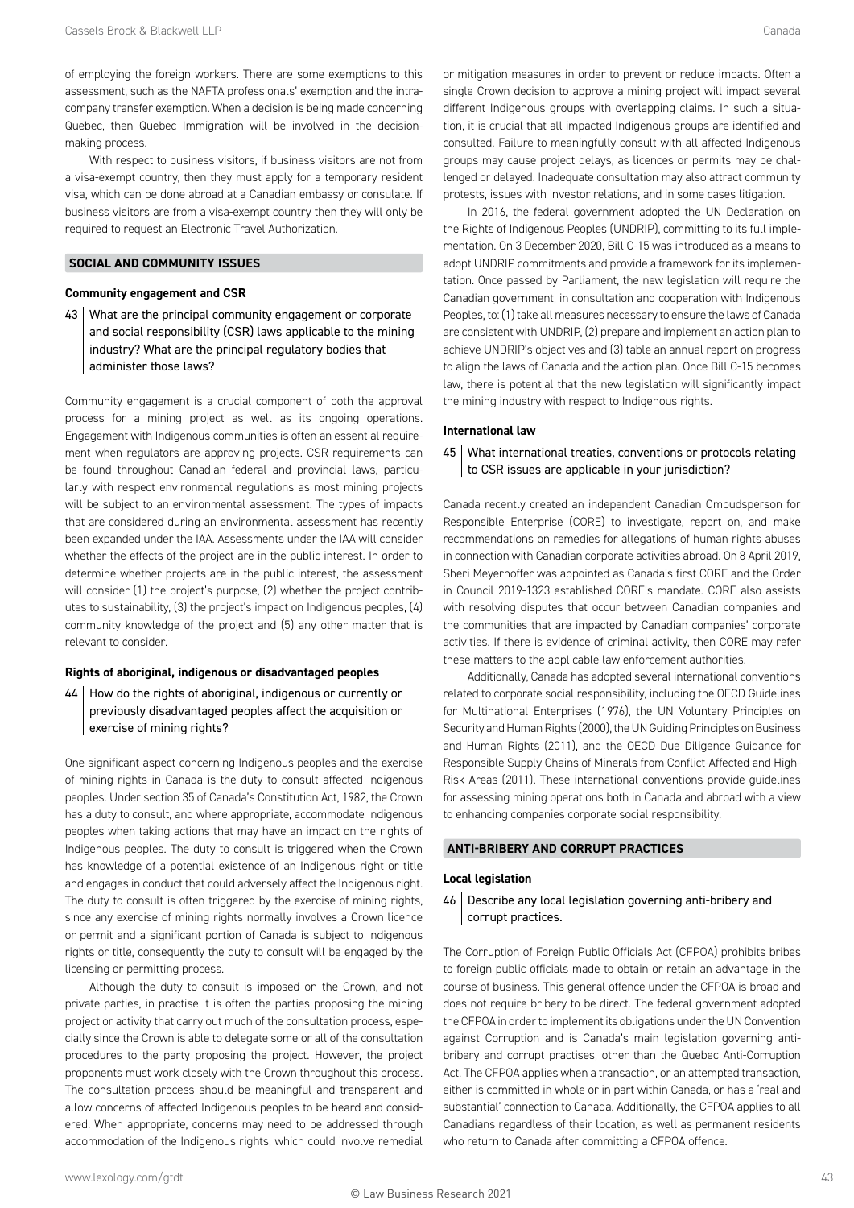of employing the foreign workers. There are some exemptions to this assessment, such as the NAFTA professionals' exemption and the intra-company transfer exemption. When a decision is being made concerning Quebec, then Quebec Immigration will be involved in the decision-making process.

With respect to business visitors, if business visitors are not from a visa-exempt country, then they must apply for a temporary resident visa, which can be done abroad at a Canadian embassy or consulate. If business visitors are from a visa-exempt country then they will only be required to request an Electronic Travel Authorization.

## SOCIAL AND COMMUNITY ISSUES

### Community engagement and CSR

**43 What are the principal community engagement or corporate and social responsibility (CSR) laws applicable to the mining industry? What are the principal regulatory bodies that administer those laws?**

Community engagement is a crucial component of both the approval process for a mining project as well as its ongoing operations. Engagement with Indigenous communities is often an essential requirement when regulators are approving projects. CSR requirements can be found throughout Canadian federal and provincial laws, particularly with respect environmental regulations as most mining projects will be subject to an environmental assessment. The types of impacts that are considered during an environmental assessment has recently been expanded under the IAA. Assessments under the IAA will consider whether the effects of the project are in the public interest. In order to determine whether projects are in the public interest, the assessment will consider (1) the project's purpose, (2) whether the project contributes to sustainability, (3) the project's impact on Indigenous peoples, (4) community knowledge of the project and (5) any other matter that is relevant to consider.

### Rights of aboriginal, indigenous or disadvantaged peoples

**44 How do the rights of aboriginal, indigenous or currently or previously disadvantaged peoples affect the acquisition or exercise of mining rights?**

One significant aspect concerning Indigenous peoples and the exercise of mining rights in Canada is the duty to consult affected Indigenous peoples. Under section 35 of Canada's Constitution Act, 1982, the Crown has a duty to consult, and where appropriate, accommodate Indigenous peoples when taking actions that may have an impact on the rights of Indigenous peoples. The duty to consult is triggered when the Crown has knowledge of a potential existence of an Indigenous right or title and engages in conduct that could adversely affect the Indigenous right. The duty to consult is often triggered by the exercise of mining rights, since any exercise of mining rights normally involves a Crown licence or permit and a significant portion of Canada is subject to Indigenous rights or title, consequently the duty to consult will be engaged by the licensing or permitting process.

Although the duty to consult is imposed on the Crown, and not private parties, in practise it is often the parties proposing the mining project or activity that carry out much of the consultation process, especially since the Crown is able to delegate some or all of the consultation procedures to the party proposing the project. However, the project proponents must work closely with the Crown throughout this process. The consultation process should be meaningful and transparent and allow concerns of affected Indigenous peoples to be heard and considered. When appropriate, concerns may need to be addressed through accommodation of the Indigenous rights, which could involve remedial or mitigation measures in order to prevent or reduce impacts. Often a single Crown decision to approve a mining project will impact several different Indigenous groups with overlapping claims. In such a situation, it is crucial that all impacted Indigenous groups are identified and consulted. Failure to meaningfully consult with all affected Indigenous groups may cause project delays, as licences or permits may be challenged or delayed. Inadequate consultation may also attract community protests, issues with investor relations, and in some cases litigation.

In 2016, the federal government adopted the UN Declaration on the Rights of Indigenous Peoples (UNDRIP), committing to its full implementation. On 3 December 2020, Bill C-15 was introduced as a means to adopt UNDRIP commitments and provide a framework for its implementation. Once passed by Parliament, the new legislation will require the Canadian government, in consultation and cooperation with Indigenous Peoples, to: (1) take all measures necessary to ensure the laws of Canada are consistent with UNDRIP, (2) prepare and implement an action plan to achieve UNDRIP's objectives and (3) table an annual report on progress to align the laws of Canada and the action plan. Once Bill C-15 becomes law, there is potential that the new legislation will significantly impact the mining industry with respect to Indigenous rights.

### International law

**45 What international treaties, conventions or protocols relating to CSR issues are applicable in your jurisdiction?**

Canada recently created an independent Canadian Ombudsperson for Responsible Enterprise (CORE) to investigate, report on, and make recommendations on remedies for allegations of human rights abuses in connection with Canadian corporate activities abroad. On 8 April 2019, Sheri Meyerhoffer was appointed as Canada's first CORE and the Order in Council 2019-1323 established CORE's mandate. CORE also assists with resolving disputes that occur between Canadian companies and the communities that are impacted by Canadian companies' corporate activities. If there is evidence of criminal activity, then CORE may refer these matters to the applicable law enforcement authorities.

Additionally, Canada has adopted several international conventions related to corporate social responsibility, including the OECD Guidelines for Multinational Enterprises (1976), the UN Voluntary Principles on Security and Human Rights (2000), the UN Guiding Principles on Business and Human Rights (2011), and the OECD Due Diligence Guidance for Responsible Supply Chains of Minerals from Conflict-Affected and High-Risk Areas (2011). These international conventions provide guidelines for assessing mining operations both in Canada and abroad with a view to enhancing companies corporate social responsibility.

## ANTI-BRIBERY AND CORRUPT PRACTICES

### Local legislation

**46 Describe any local legislation governing anti-bribery and corrupt practices.**

The Corruption of Foreign Public Officials Act (CFPOA) prohibits bribes to foreign public officials made to obtain or retain an advantage in the course of business. This general offence under the CFPOA is broad and does not require bribery to be direct. The federal government adopted the CFPOA in order to implement its obligations under the UN Convention against Corruption and is Canada's main legislation governing anti-bribery and corrupt practises, other than the Quebec Anti-Corruption Act. The CFPOA applies when a transaction, or an attempted transaction, either is committed in whole or in part within Canada, or has a 'real and substantial' connection to Canada. Additionally, the CFPOA applies to all Canadians regardless of their location, as well as permanent residents who return to Canada after committing a CFPOA offence.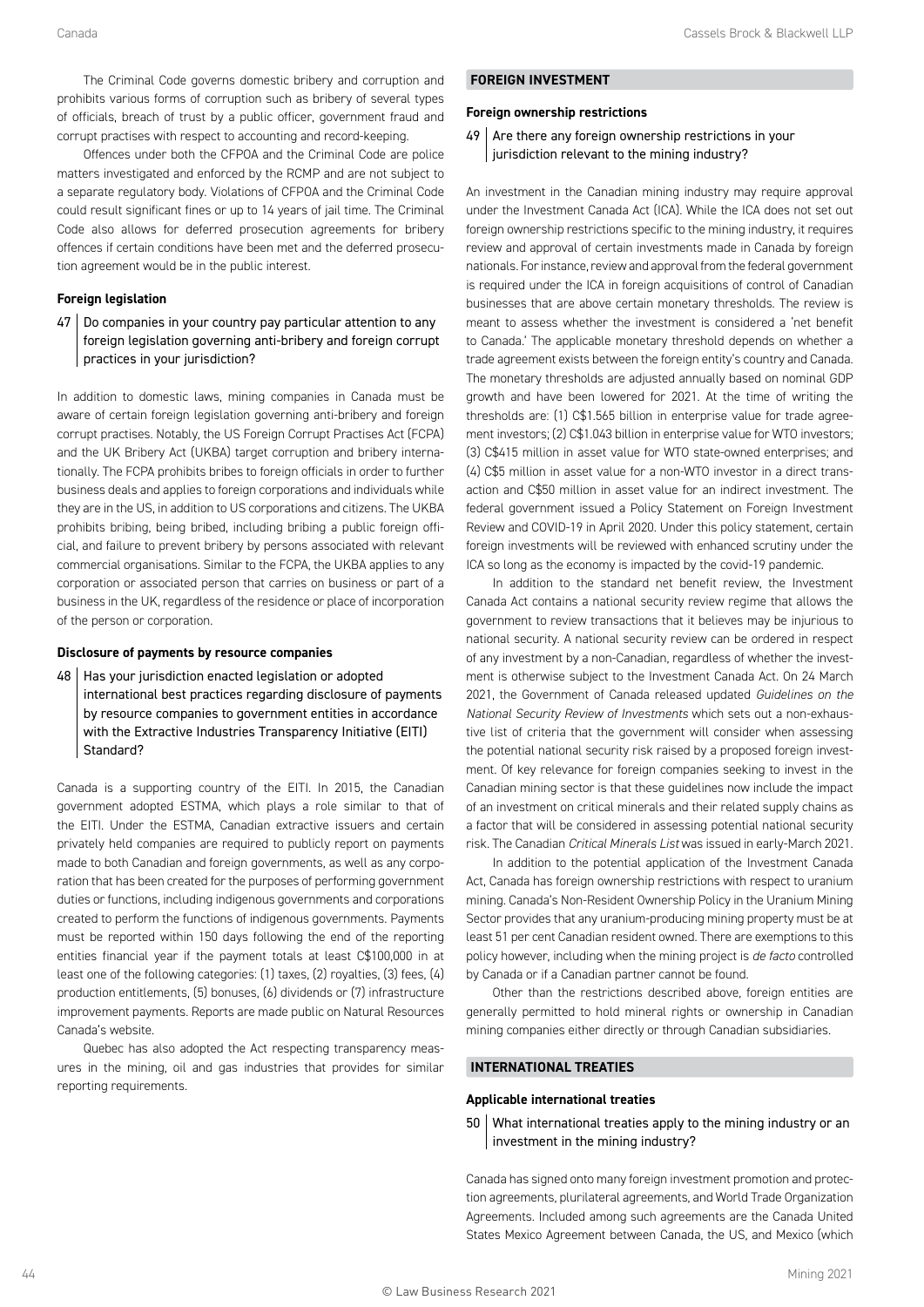The Criminal Code governs domestic bribery and corruption and prohibits various forms of corruption such as bribery of several types of officials, breach of trust by a public officer, government fraud and corrupt practises with respect to accounting and record-keeping.

Offences under both the CFPOA and the Criminal Code are police matters investigated and enforced by the RCMP and are not subject to a separate regulatory body. Violations of CFPOA and the Criminal Code could result significant fines or up to 14 years of jail time. The Criminal Code also allows for deferred prosecution agreements for bribery offences if certain conditions have been met and the deferred prosecution agreement would be in the public interest.

### Foreign legislation

**47 Do companies in your country pay particular attention to any foreign legislation governing anti-bribery and foreign corrupt practices in your jurisdiction?**

In addition to domestic laws, mining companies in Canada must be aware of certain foreign legislation governing anti-bribery and foreign corrupt practises. Notably, the US Foreign Corrupt Practises Act (FCPA) and the UK Bribery Act (UKBA) target corruption and bribery internationally. The FCPA prohibits bribes to foreign officials in order to further business deals and applies to foreign corporations and individuals while they are in the US, in addition to US corporations and citizens. The UKBA prohibits bribing, being bribed, including bribing a public foreign official, and failure to prevent bribery by persons associated with relevant commercial organisations. Similar to the FCPA, the UKBA applies to any corporation or associated person that carries on business or part of a business in the UK, regardless of the residence or place of incorporation of the person or corporation.

### Disclosure of payments by resource companies

**48 Has your jurisdiction enacted legislation or adopted international best practices regarding disclosure of payments by resource companies to government entities in accordance with the Extractive Industries Transparency Initiative (EITI) Standard?**

Canada is a supporting country of the EITI. In 2015, the Canadian government adopted ESTMA, which plays a role similar to that of the EITI. Under the ESTMA, Canadian extractive issuers and certain privately held companies are required to publicly report on payments made to both Canadian and foreign governments, as well as any corporation that has been created for the purposes of performing government duties or functions, including indigenous governments and corporations created to perform the functions of indigenous governments. Payments must be reported within 150 days following the end of the reporting entities financial year if the payment totals at least C$100,000 in at least one of the following categories: (1) taxes, (2) royalties, (3) fees, (4) production entitlements, (5) bonuses, (6) dividends or (7) infrastructure improvement payments. Reports are made public on Natural Resources Canada's website.

Quebec has also adopted the Act respecting transparency measures in the mining, oil and gas industries that provides for similar reporting requirements.

## FOREIGN INVESTMENT

### Foreign ownership restrictions

**49 Are there any foreign ownership restrictions in your jurisdiction relevant to the mining industry?**

An investment in the Canadian mining industry may require approval under the Investment Canada Act (ICA). While the ICA does not set out foreign ownership restrictions specific to the mining industry, it requires review and approval of certain investments made in Canada by foreign nationals. For instance, review and approval from the federal government is required under the ICA in foreign acquisitions of control of Canadian businesses that are above certain monetary thresholds. The review is meant to assess whether the investment is considered a 'net benefit to Canada.' The applicable monetary threshold depends on whether a trade agreement exists between the foreign entity's country and Canada. The monetary thresholds are adjusted annually based on nominal GDP growth and have been lowered for 2021. At the time of writing the thresholds are: (1) C$1.565 billion in enterprise value for trade agreement investors; (2) C$1.043 billion in enterprise value for WTO investors; (3) C$415 million in asset value for WTO state-owned enterprises; and (4) C$5 million in asset value for a non-WTO investor in a direct transaction and C$50 million in asset value for an indirect investment. The federal government issued a Policy Statement on Foreign Investment Review and COVID-19 in April 2020. Under this policy statement, certain foreign investments will be reviewed with enhanced scrutiny under the ICA so long as the economy is impacted by the covid-19 pandemic.

In addition to the standard net benefit review, the Investment Canada Act contains a national security review regime that allows the government to review transactions that it believes may be injurious to national security. A national security review can be ordered in respect of any investment by a non-Canadian, regardless of whether the investment is otherwise subject to the Investment Canada Act. On 24 March 2021, the Government of Canada released updated *Guidelines on the National Security Review of Investments* which sets out a non-exhaustive list of criteria that the government will consider when assessing the potential national security risk raised by a proposed foreign investment. Of key relevance for foreign companies seeking to invest in the Canadian mining sector is that these guidelines now include the impact of an investment on critical minerals and their related supply chains as a factor that will be considered in assessing potential national security risk. The Canadian *Critical Minerals List* was issued in early-March 2021.

In addition to the potential application of the Investment Canada Act, Canada has foreign ownership restrictions with respect to uranium mining. Canada's Non-Resident Ownership Policy in the Uranium Mining Sector provides that any uranium-producing mining property must be at least 51 per cent Canadian resident owned. There are exemptions to this policy however, including when the mining project is *de facto* controlled by Canada or if a Canadian partner cannot be found.

Other than the restrictions described above, foreign entities are generally permitted to hold mineral rights or ownership in Canadian mining companies either directly or through Canadian subsidiaries.

## INTERNATIONAL TREATIES

### Applicable international treaties

**50 What international treaties apply to the mining industry or an investment in the mining industry?**

Canada has signed onto many foreign investment promotion and protection agreements, plurilateral agreements, and World Trade Organization Agreements. Included among such agreements are the Canada United States Mexico Agreement between Canada, the US, and Mexico (which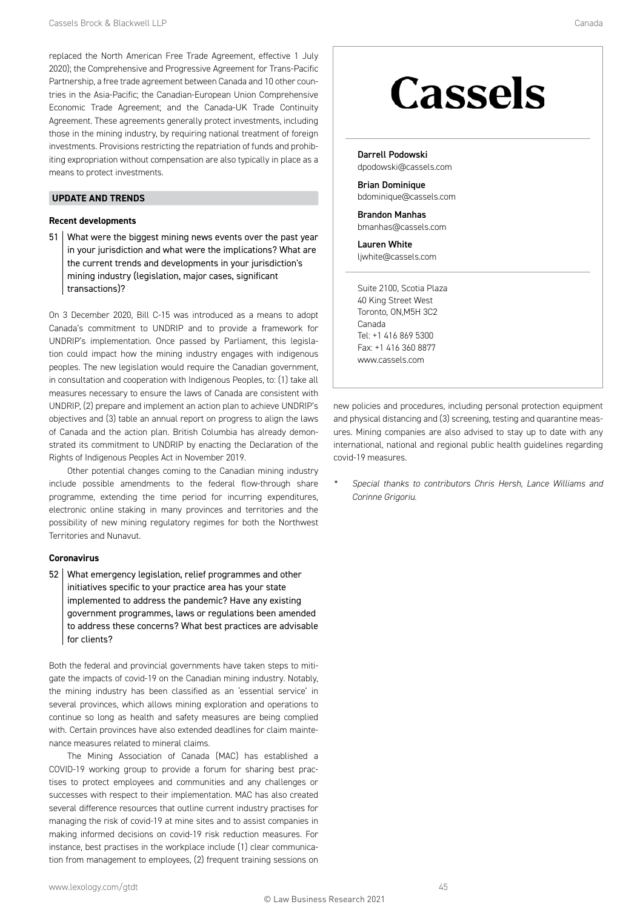replaced the North American Free Trade Agreement, effective 1 July 2020); the Comprehensive and Progressive Agreement for Trans-Pacific Partnership, a free trade agreement between Canada and 10 other countries in the Asia-Pacific; the Canadian-European Union Comprehensive Economic Trade Agreement; and the Canada-UK Trade Continuity Agreement. These agreements generally protect investments, including those in the mining industry, by requiring national treatment of foreign investments. Provisions restricting the repatriation of funds and prohibiting expropriation without compensation are also typically in place as a means to protect investments.

## UPDATE AND TRENDS

### Recent developments

51 What were the biggest mining news events over the past year in your jurisdiction and what were the implications? What are the current trends and developments in your jurisdiction's mining industry (legislation, major cases, significant transactions)?

On 3 December 2020, Bill C-15 was introduced as a means to adopt Canada's commitment to UNDRIP and to provide a framework for UNDRIP's implementation. Once passed by Parliament, this legislation could impact how the mining industry engages with indigenous peoples. The new legislation would require the Canadian government, in consultation and cooperation with Indigenous Peoples, to: (1) take all measures necessary to ensure the laws of Canada are consistent with UNDRIP, (2) prepare and implement an action plan to achieve UNDRIP's objectives and (3) table an annual report on progress to align the laws of Canada and the action plan. British Columbia has already demonstrated its commitment to UNDRIP by enacting the Declaration of the Rights of Indigenous Peoples Act in November 2019.

Other potential changes coming to the Canadian mining industry include possible amendments to the federal flow-through share programme, extending the time period for incurring expenditures, electronic online staking in many provinces and territories and the possibility of new mining regulatory regimes for both the Northwest Territories and Nunavut.

### Coronavirus

52 What emergency legislation, relief programmes and other initiatives specific to your practice area has your state implemented to address the pandemic? Have any existing government programmes, laws or regulations been amended to address these concerns? What best practices are advisable for clients?

Both the federal and provincial governments have taken steps to mitigate the impacts of covid-19 on the Canadian mining industry. Notably, the mining industry has been classified as an 'essential service' in several provinces, which allows mining exploration and operations to continue so long as health and safety measures are being complied with. Certain provinces have also extended deadlines for claim maintenance measures related to mineral claims.

The Mining Association of Canada (MAC) has established a COVID-19 working group to provide a forum for sharing best practises to protect employees and communities and any challenges or successes with respect to their implementation. MAC has also created several difference resources that outline current industry practises for managing the risk of covid-19 at mine sites and to assist companies in making informed decisions on covid-19 risk reduction measures. For instance, best practises in the workplace include (1) clear communication from management to employees, (2) frequent training sessions on new policies and procedures, including personal protection equipment and physical distancing and (3) screening, testing and quarantine measures. Mining companies are also advised to stay up to date with any international, national and regional public health guidelines regarding covid-19 measures.

\* *Special thanks to contributors Chris Hersh, Lance Williams and Corinne Grigoriu.*

**Cassels**

**Darrell Podowski**
dpodowski@cassels.com

**Brian Dominique**
bdominique@cassels.com

**Brandon Manhas**
bmanhas@cassels.com

**Lauren White**
ljwhite@cassels.com

Suite 2100, Scotia Plaza
40 King Street West
Toronto, ON,M5H 3C2
Canada
Tel: +1 416 869 5300
Fax: +1 416 360 8877
www.cassels.com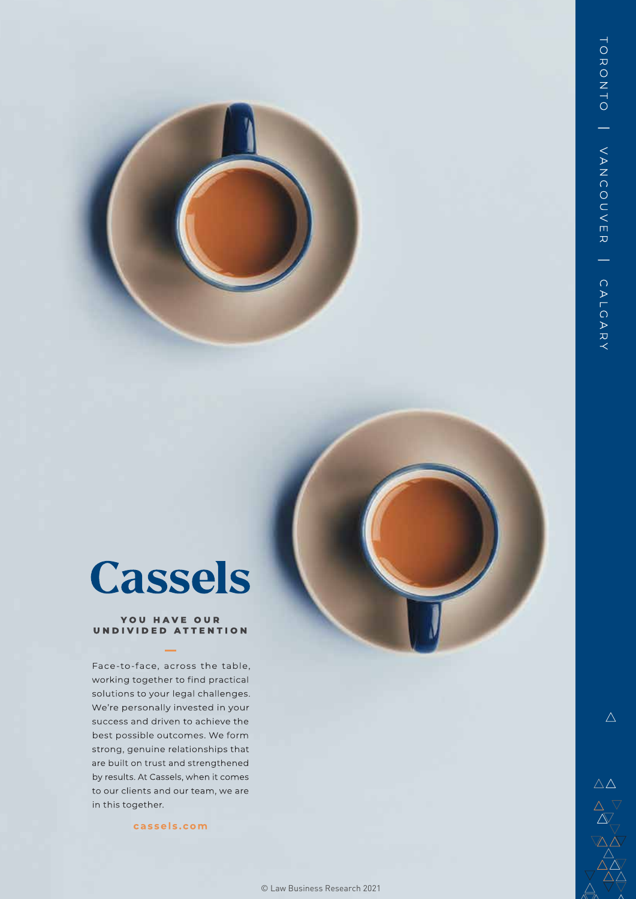TORONTO | VANCOUVER | CALGARY

# Cassels

**YOU HAVE OUR UNDIVIDED ATTENTION**

Face-to-face, across the table, working together to find practical solutions to your legal challenges. We're personally invested in your success and driven to achieve the best possible outcomes. We form strong, genuine relationships that are built on trust and strengthened by results. At Cassels, when it comes to our clients and our team, we are in this together.

cassels.com

© Law Business Research 2021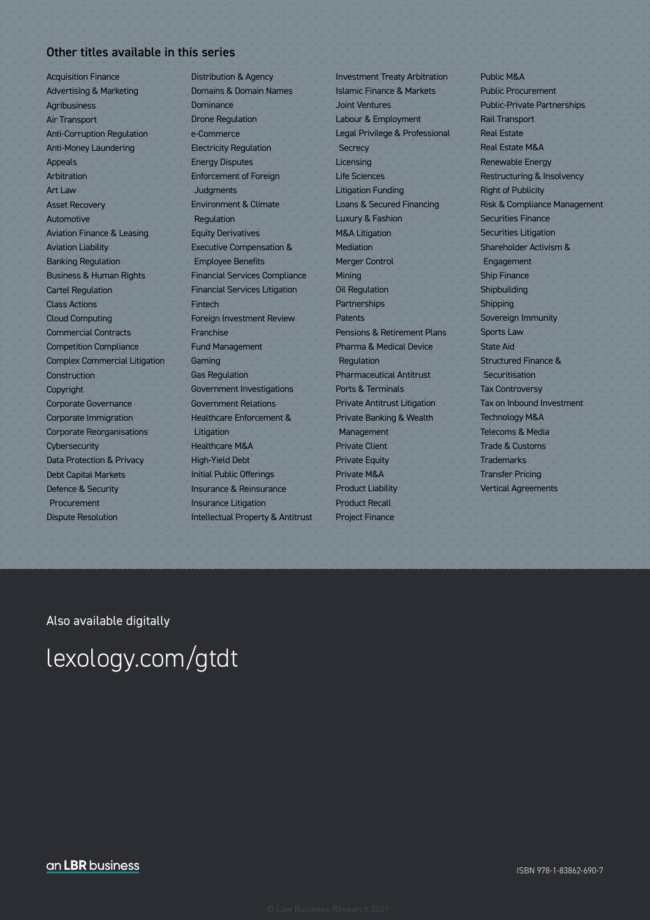## Other titles available in this series

- Acquisition Finance
- Advertising & Marketing
- Agribusiness
- Air Transport
- Anti-Corruption Regulation
- Anti-Money Laundering
- Appeals
- Arbitration
- Art Law
- Asset Recovery
- Automotive
- Aviation Finance & Leasing
- Aviation Liability
- Banking Regulation
- Business & Human Rights
- Cartel Regulation
- Class Actions
- Cloud Computing
- Commercial Contracts
- Competition Compliance
- Complex Commercial Litigation
- Construction
- Copyright
- Corporate Governance
- Corporate Immigration
- Corporate Reorganisations
- Cybersecurity
- Data Protection & Privacy
- Debt Capital Markets
- Defence & Security Procurement
- Dispute Resolution
- Distribution & Agency
- Domains & Domain Names
- Dominance
- Drone Regulation
- e-Commerce
- Electricity Regulation
- Energy Disputes
- Enforcement of Foreign Judgments
- Environment & Climate Regulation
- Equity Derivatives
- Executive Compensation & Employee Benefits
- Financial Services Compliance
- Financial Services Litigation
- Fintech
- Foreign Investment Review
- Franchise
- Fund Management
- Gaming
- Gas Regulation
- Government Investigations
- Government Relations
- Healthcare Enforcement & Litigation
- Healthcare M&A
- High-Yield Debt
- Initial Public Offerings
- Insurance & Reinsurance
- Insurance Litigation
- Intellectual Property & Antitrust
- Investment Treaty Arbitration
- Islamic Finance & Markets
- Joint Ventures
- Labour & Employment
- Legal Privilege & Professional Secrecy
- Licensing
- Life Sciences
- Litigation Funding
- Loans & Secured Financing
- Luxury & Fashion
- M&A Litigation
- Mediation
- Merger Control
- Mining
- Oil Regulation
- Partnerships
- Patents
- Pensions & Retirement Plans
- Pharma & Medical Device Regulation
- Pharmaceutical Antitrust
- Ports & Terminals
- Private Antitrust Litigation
- Private Banking & Wealth Management
- Private Client
- Private Equity
- Private M&A
- Product Liability
- Product Recall
- Project Finance
- Public M&A
- Public Procurement
- Public-Private Partnerships
- Rail Transport
- Real Estate
- Real Estate M&A
- Renewable Energy
- Restructuring & Insolvency
- Right of Publicity
- Risk & Compliance Management
- Securities Finance
- Securities Litigation
- Shareholder Activism & Engagement
- Ship Finance
- Shipbuilding
- Shipping
- Sovereign Immunity
- Sports Law
- State Aid
- Structured Finance & Securitisation
- Tax Controversy
- Tax on Inbound Investment
- Technology M&A
- Telecoms & Media
- Trade & Customs
- Trademarks
- Transfer Pricing
- Vertical Agreements

Also available digitally

lexology.com/gtdt

an **LBR** business

ISBN 978-1-83862-690-7

© Law Business Research 2021